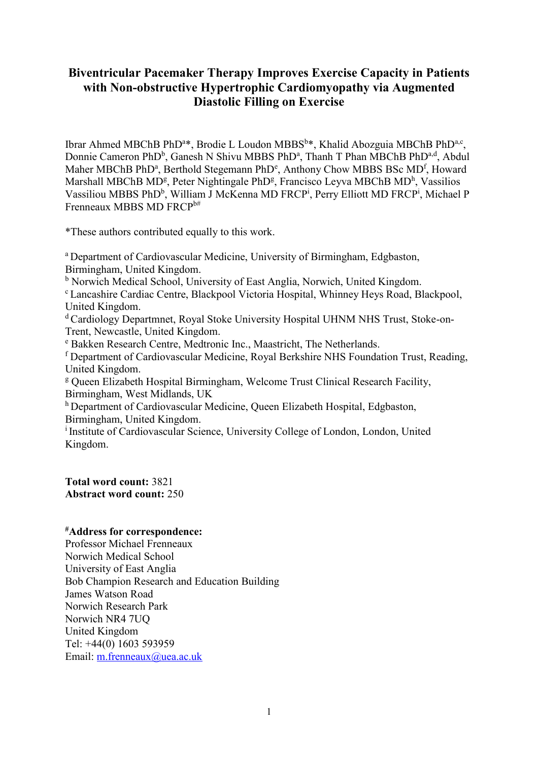# Biventricular Pacemaker Therapy Improves Exercise Capacity in Patients with Non-obstructive Hypertrophic Cardiomyopathy via Augmented Diastolic Filling on Exercise

Ibrar Ahmed MBChB PhD[a]*, Brodie L Loudon MBBS[b]*, Khalid Abozguia MBChB PhD[a,c], Donnie Cameron PhD[b], Ganesh N Shivu MBBS PhD[a], Thanh T Phan MBChB PhD[a,d], Abdul Maher MBChB PhD[a], Berthold Stegemann PhD[e], Anthony Chow MBBS BSc MD[f], Howard Marshall MBChB MD[g], Peter Nightingale PhD[g], Francisco Leyva MBChB MD[h], Vassilios Vassiliou MBBS PhD[b], William J McKenna MD FRCP[i], Perry Elliott MD FRCP[i], Michael P Frenneaux MBBS MD FRCP[b#]

*These authors contributed equally to this work.

[a] Department of Cardiovascular Medicine, University of Birmingham, Edgbaston, Birmingham, United Kingdom.
[b] Norwich Medical School, University of East Anglia, Norwich, United Kingdom.
[c] Lancashire Cardiac Centre, Blackpool Victoria Hospital, Whinney Heys Road, Blackpool, United Kingdom.
[d] Cardiology Departmnet, Royal Stoke University Hospital UHNM NHS Trust, Stoke-on-Trent, Newcastle, United Kingdom.
[e] Bakken Research Centre, Medtronic Inc., Maastricht, The Netherlands.
[f] Department of Cardiovascular Medicine, Royal Berkshire NHS Foundation Trust, Reading, United Kingdom.
[g] Queen Elizabeth Hospital Birmingham, Welcome Trust Clinical Research Facility, Birmingham, West Midlands, UK
[h] Department of Cardiovascular Medicine, Queen Elizabeth Hospital, Edgbaston, Birmingham, United Kingdom.
[i] Institute of Cardiovascular Science, University College of London, London, United Kingdom.

**Total word count:** 3821
**Abstract word count:** 250

**[#]Address for correspondence:**
Professor Michael Frenneaux
Norwich Medical School
University of East Anglia
Bob Champion Research and Education Building
James Watson Road
Norwich Research Park
Norwich NR4 7UQ
United Kingdom
Tel: +44(0) 1603 593959
Email: m.frenneaux@uea.ac.uk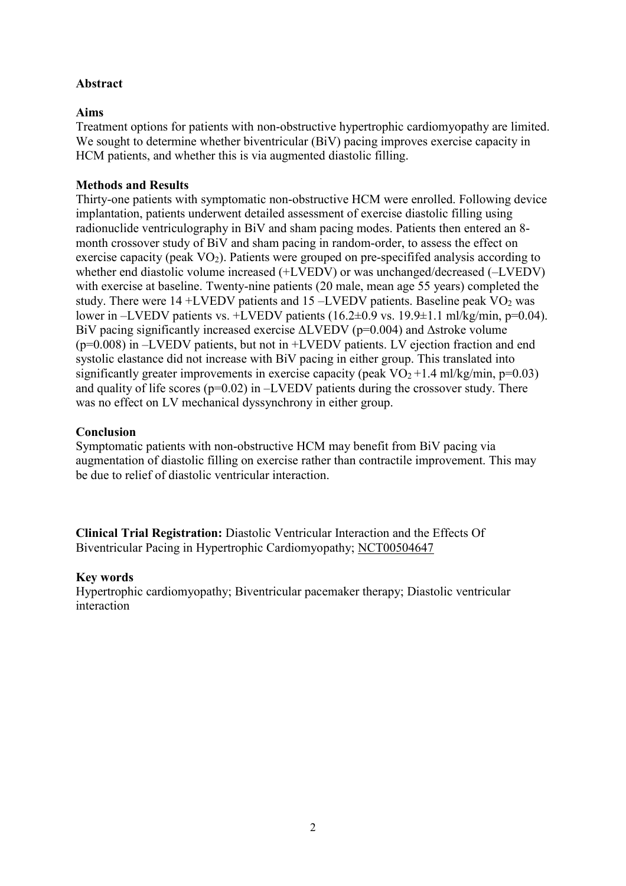## Abstract

### Aims

Treatment options for patients with non-obstructive hypertrophic cardiomyopathy are limited. We sought to determine whether biventricular (BiV) pacing improves exercise capacity in HCM patients, and whether this is via augmented diastolic filling.

### Methods and Results

Thirty-one patients with symptomatic non-obstructive HCM were enrolled. Following device implantation, patients underwent detailed assessment of exercise diastolic filling using radionuclide ventriculography in BiV and sham pacing modes. Patients then entered an 8-month crossover study of BiV and sham pacing in random-order, to assess the effect on exercise capacity (peak $VO_2$). Patients were grouped on pre-specififed analysis according to whether end diastolic volume increased (+LVEDV) or was unchanged/decreased (–LVEDV) with exercise at baseline. Twenty-nine patients (20 male, mean age 55 years) completed the study. There were 14 +LVEDV patients and 15 –LVEDV patients. Baseline peak $VO_2$ was lower in –LVEDV patients vs. +LVEDV patients ($16.2\pm0.9$ vs. $19.9\pm1.1$ ml/kg/min, $p=0.04$). BiV pacing significantly increased exercise ΔLVEDV ($p=0.004$) and Δstroke volume ($p=0.008$) in –LVEDV patients, but not in +LVEDV patients. LV ejection fraction and end systolic elastance did not increase with BiV pacing in either group. This translated into significantly greater improvements in exercise capacity (peak $VO_2$ +1.4 ml/kg/min, $p=0.03$) and quality of life scores ($p=0.02$) in –LVEDV patients during the crossover study. There was no effect on LV mechanical dyssynchrony in either group.

### Conclusion

Symptomatic patients with non-obstructive HCM may benefit from BiV pacing via augmentation of diastolic filling on exercise rather than contractile improvement. This may be due to relief of diastolic ventricular interaction.

**Clinical Trial Registration:** Diastolic Ventricular Interaction and the Effects Of Biventricular Pacing in Hypertrophic Cardiomyopathy; NCT00504647

### Key words

Hypertrophic cardiomyopathy; Biventricular pacemaker therapy; Diastolic ventricular interaction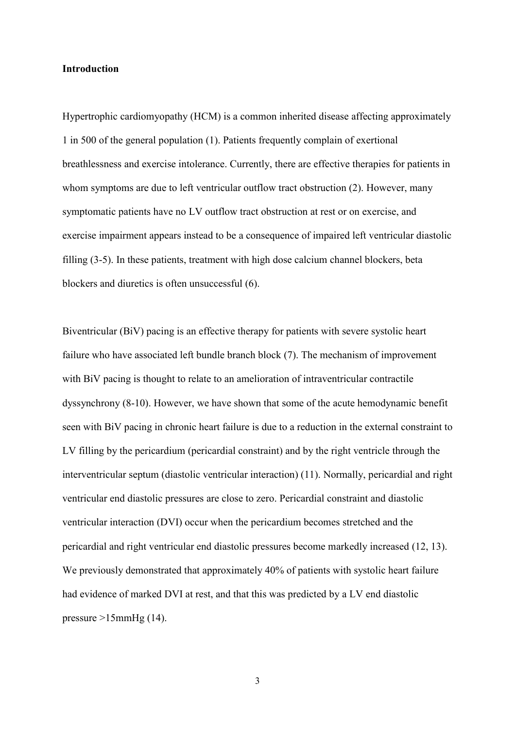**Introduction**

Hypertrophic cardiomyopathy (HCM) is a common inherited disease affecting approximately 1 in 500 of the general population (1). Patients frequently complain of exertional breathlessness and exercise intolerance. Currently, there are effective therapies for patients in whom symptoms are due to left ventricular outflow tract obstruction (2). However, many symptomatic patients have no LV outflow tract obstruction at rest or on exercise, and exercise impairment appears instead to be a consequence of impaired left ventricular diastolic filling (3-5). In these patients, treatment with high dose calcium channel blockers, beta blockers and diuretics is often unsuccessful (6).

Biventricular (BiV) pacing is an effective therapy for patients with severe systolic heart failure who have associated left bundle branch block (7). The mechanism of improvement with BiV pacing is thought to relate to an amelioration of intraventricular contractile dyssynchrony (8-10). However, we have shown that some of the acute hemodynamic benefit seen with BiV pacing in chronic heart failure is due to a reduction in the external constraint to LV filling by the pericardium (pericardial constraint) and by the right ventricle through the interventricular septum (diastolic ventricular interaction) (11). Normally, pericardial and right ventricular end diastolic pressures are close to zero. Pericardial constraint and diastolic ventricular interaction (DVI) occur when the pericardium becomes stretched and the pericardial and right ventricular end diastolic pressures become markedly increased (12, 13). We previously demonstrated that approximately 40% of patients with systolic heart failure had evidence of marked DVI at rest, and that this was predicted by a LV end diastolic pressure >15mmHg (14).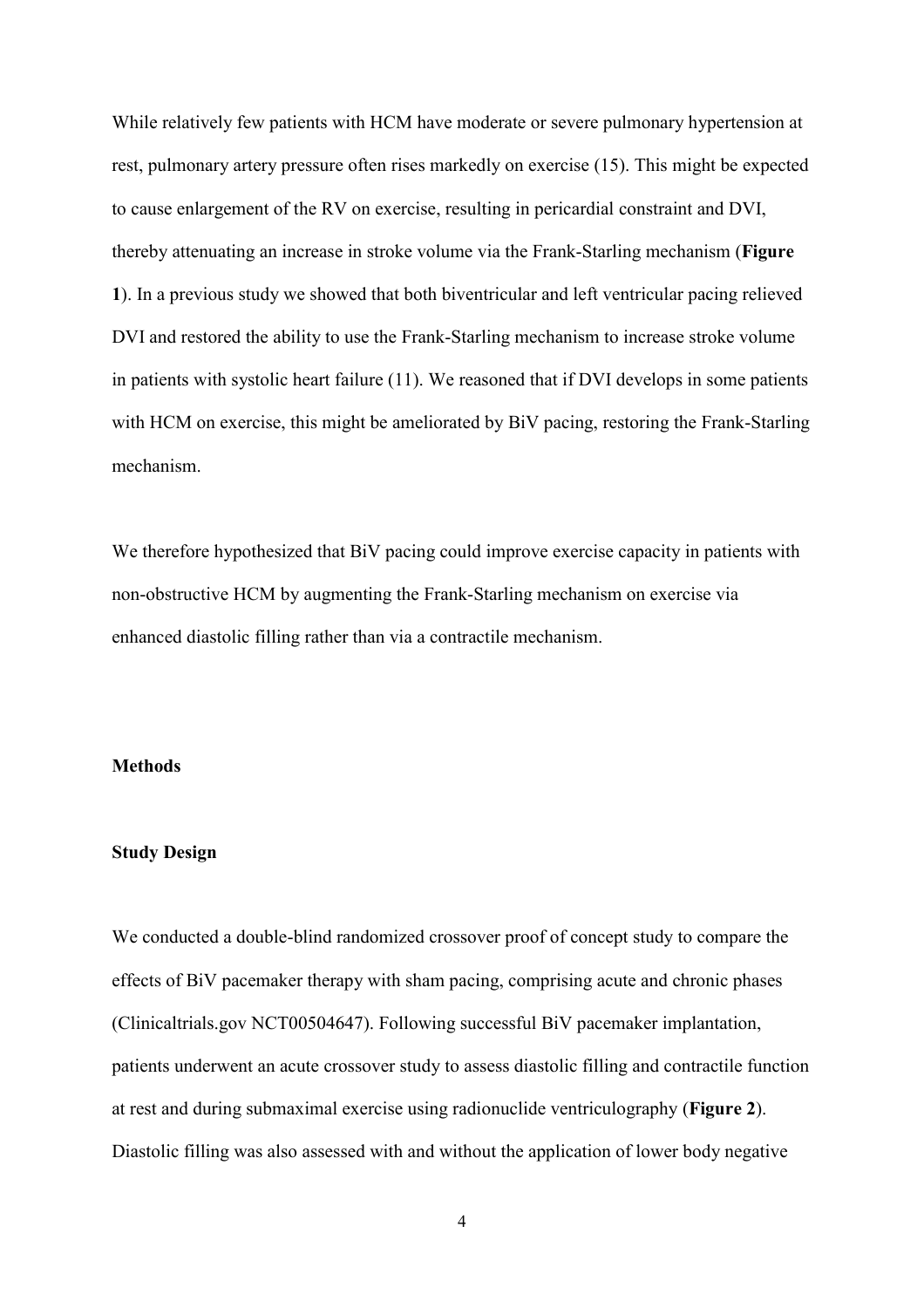While relatively few patients with HCM have moderate or severe pulmonary hypertension at rest, pulmonary artery pressure often rises markedly on exercise (15). This might be expected to cause enlargement of the RV on exercise, resulting in pericardial constraint and DVI, thereby attenuating an increase in stroke volume via the Frank-Starling mechanism (**Figure 1**). In a previous study we showed that both biventricular and left ventricular pacing relieved DVI and restored the ability to use the Frank-Starling mechanism to increase stroke volume in patients with systolic heart failure (11). We reasoned that if DVI develops in some patients with HCM on exercise, this might be ameliorated by BiV pacing, restoring the Frank-Starling mechanism.

We therefore hypothesized that BiV pacing could improve exercise capacity in patients with non-obstructive HCM by augmenting the Frank-Starling mechanism on exercise via enhanced diastolic filling rather than via a contractile mechanism.

## Methods

### Study Design

We conducted a double-blind randomized crossover proof of concept study to compare the effects of BiV pacemaker therapy with sham pacing, comprising acute and chronic phases (Clinicaltrials.gov NCT00504647). Following successful BiV pacemaker implantation, patients underwent an acute crossover study to assess diastolic filling and contractile function at rest and during submaximal exercise using radionuclide ventriculography (**Figure 2**). Diastolic filling was also assessed with and without the application of lower body negative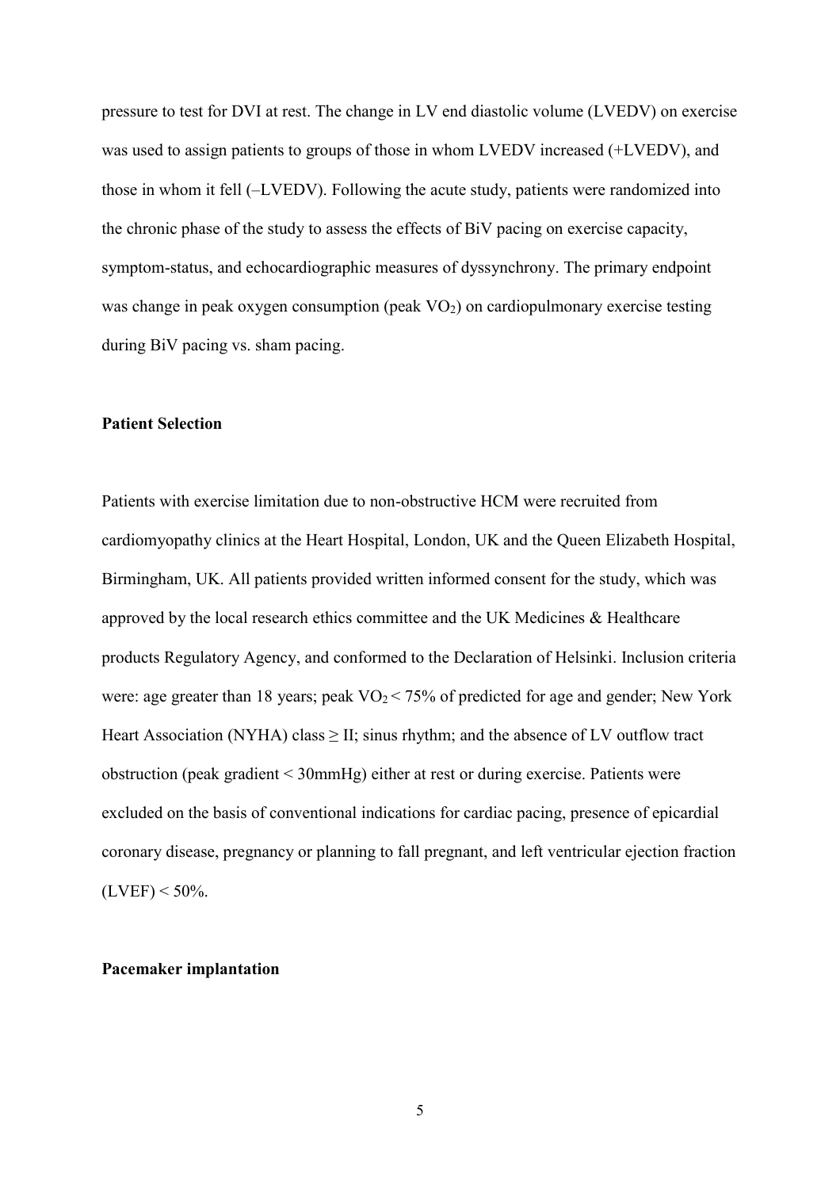pressure to test for DVI at rest. The change in LV end diastolic volume (LVEDV) on exercise was used to assign patients to groups of those in whom LVEDV increased (+LVEDV), and those in whom it fell (–LVEDV). Following the acute study, patients were randomized into the chronic phase of the study to assess the effects of BiV pacing on exercise capacity, symptom-status, and echocardiographic measures of dyssynchrony. The primary endpoint was change in peak oxygen consumption (peak $VO_2$) on cardiopulmonary exercise testing during BiV pacing vs. sham pacing.

**Patient Selection**

Patients with exercise limitation due to non-obstructive HCM were recruited from cardiomyopathy clinics at the Heart Hospital, London, UK and the Queen Elizabeth Hospital, Birmingham, UK. All patients provided written informed consent for the study, which was approved by the local research ethics committee and the UK Medicines & Healthcare products Regulatory Agency, and conformed to the Declaration of Helsinki. Inclusion criteria were: age greater than 18 years; peak $VO_2 < 75\%$ of predicted for age and gender; New York Heart Association (NYHA) class $\geq$ II; sinus rhythm; and the absence of LV outflow tract obstruction (peak gradient < 30mmHg) either at rest or during exercise. Patients were excluded on the basis of conventional indications for cardiac pacing, presence of epicardial coronary disease, pregnancy or planning to fall pregnant, and left ventricular ejection fraction (LVEF) < 50%.

**Pacemaker implantation**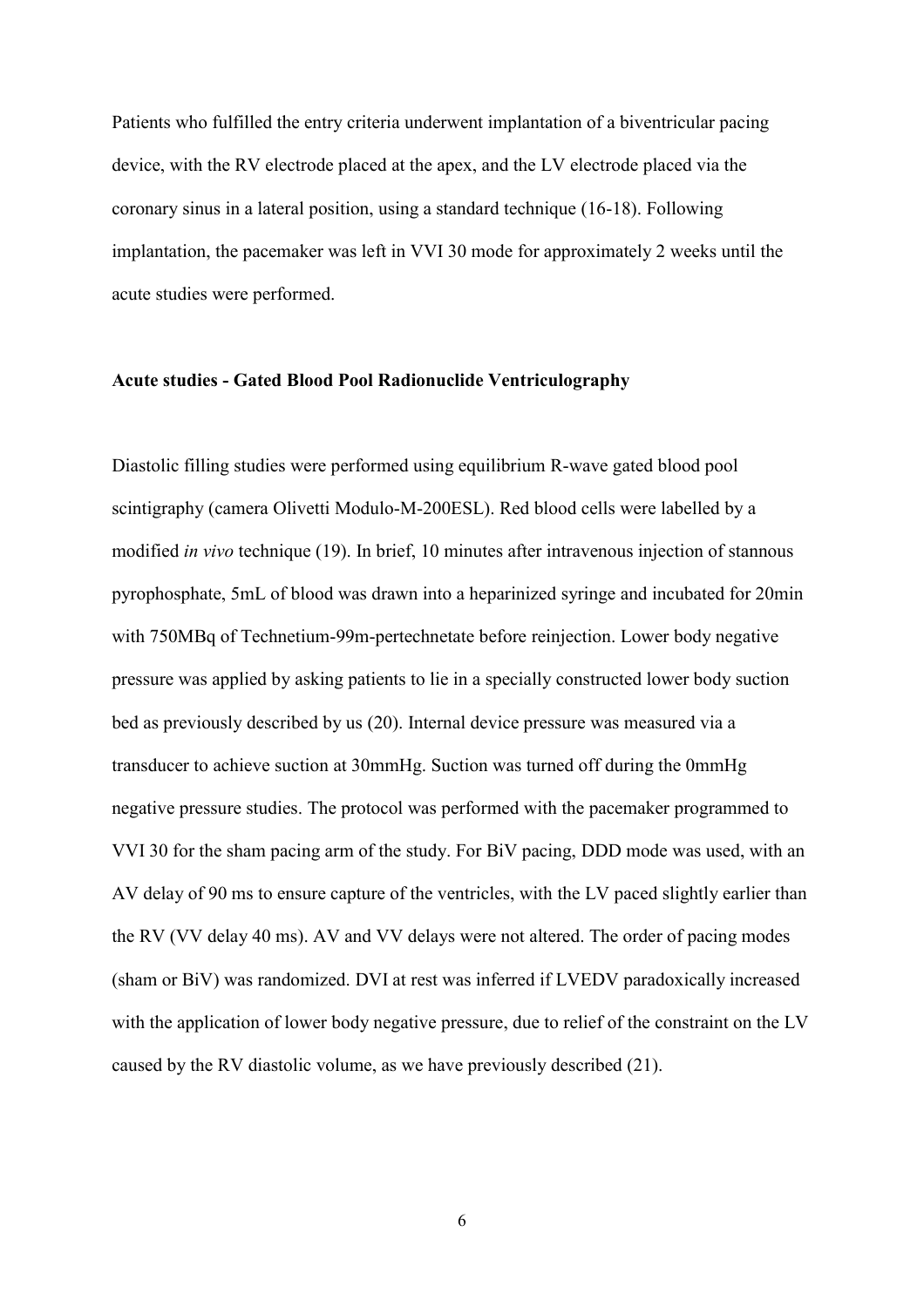Patients who fulfilled the entry criteria underwent implantation of a biventricular pacing device, with the RV electrode placed at the apex, and the LV electrode placed via the coronary sinus in a lateral position, using a standard technique (16-18). Following implantation, the pacemaker was left in VVI 30 mode for approximately 2 weeks until the acute studies were performed.

### Acute studies - Gated Blood Pool Radionuclide Ventriculography

Diastolic filling studies were performed using equilibrium R-wave gated blood pool scintigraphy (camera Olivetti Modulo-M-200ESL). Red blood cells were labelled by a modified *in vivo* technique (19). In brief, 10 minutes after intravenous injection of stannous pyrophosphate, 5mL of blood was drawn into a heparinized syringe and incubated for 20min with 750MBq of Technetium-99m-pertechnetate before reinjection. Lower body negative pressure was applied by asking patients to lie in a specially constructed lower body suction bed as previously described by us (20). Internal device pressure was measured via a transducer to achieve suction at 30mmHg. Suction was turned off during the 0mmHg negative pressure studies. The protocol was performed with the pacemaker programmed to VVI 30 for the sham pacing arm of the study. For BiV pacing, DDD mode was used, with an AV delay of 90 ms to ensure capture of the ventricles, with the LV paced slightly earlier than the RV (VV delay 40 ms). AV and VV delays were not altered. The order of pacing modes (sham or BiV) was randomized. DVI at rest was inferred if LVEDV paradoxically increased with the application of lower body negative pressure, due to relief of the constraint on the LV caused by the RV diastolic volume, as we have previously described (21).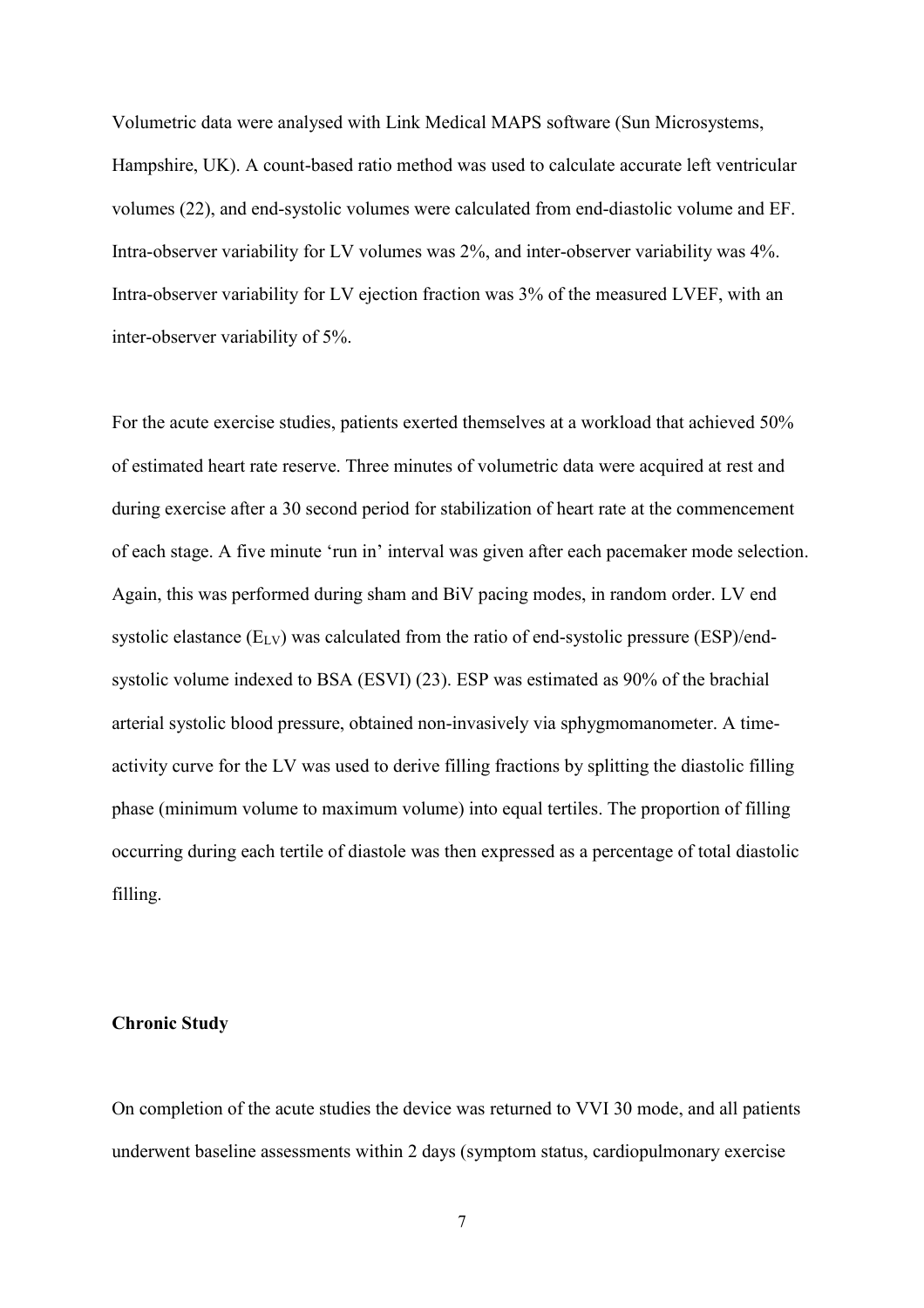Volumetric data were analysed with Link Medical MAPS software (Sun Microsystems, Hampshire, UK). A count-based ratio method was used to calculate accurate left ventricular volumes (22), and end-systolic volumes were calculated from end-diastolic volume and EF. Intra-observer variability for LV volumes was 2%, and inter-observer variability was 4%. Intra-observer variability for LV ejection fraction was 3% of the measured LVEF, with an inter-observer variability of 5%.

For the acute exercise studies, patients exerted themselves at a workload that achieved 50% of estimated heart rate reserve. Three minutes of volumetric data were acquired at rest and during exercise after a 30 second period for stabilization of heart rate at the commencement of each stage. A five minute 'run in' interval was given after each pacemaker mode selection. Again, this was performed during sham and BiV pacing modes, in random order. LV end systolic elastance ($E_{LV}$) was calculated from the ratio of end-systolic pressure (ESP)/end-systolic volume indexed to BSA (ESVI) (23). ESP was estimated as 90% of the brachial arterial systolic blood pressure, obtained non-invasively via sphygmomanometer. A time-activity curve for the LV was used to derive filling fractions by splitting the diastolic filling phase (minimum volume to maximum volume) into equal tertiles. The proportion of filling occurring during each tertile of diastole was then expressed as a percentage of total diastolic filling.

**Chronic Study**

On completion of the acute studies the device was returned to VVI 30 mode, and all patients underwent baseline assessments within 2 days (symptom status, cardiopulmonary exercise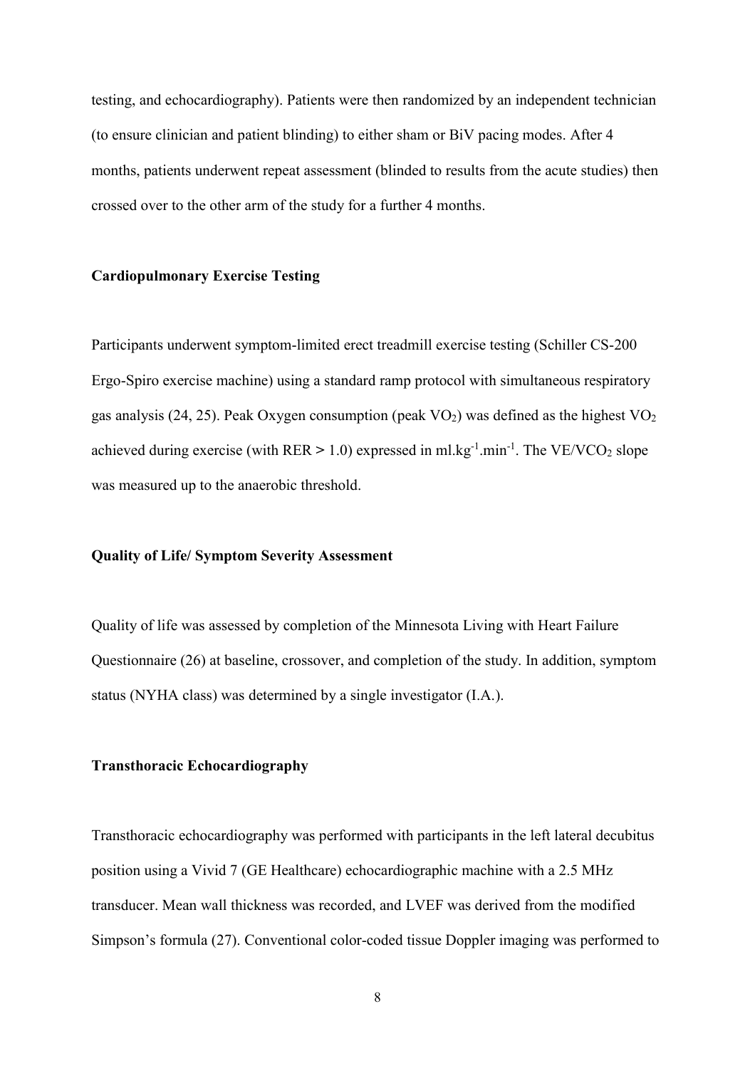testing, and echocardiography). Patients were then randomized by an independent technician (to ensure clinician and patient blinding) to either sham or BiV pacing modes. After 4 months, patients underwent repeat assessment (blinded to results from the acute studies) then crossed over to the other arm of the study for a further 4 months.

**Cardiopulmonary Exercise Testing**

Participants underwent symptom-limited erect treadmill exercise testing (Schiller CS-200 Ergo-Spiro exercise machine) using a standard ramp protocol with simultaneous respiratory gas analysis (24, 25). Peak Oxygen consumption (peak $VO_2$) was defined as the highest $VO_2$ achieved during exercise (with RER > 1.0) expressed in $ml.kg^{-1}.min^{-1}$. The $VE/VCO_2$ slope was measured up to the anaerobic threshold.

**Quality of Life/ Symptom Severity Assessment**

Quality of life was assessed by completion of the Minnesota Living with Heart Failure Questionnaire (26) at baseline, crossover, and completion of the study. In addition, symptom status (NYHA class) was determined by a single investigator (I.A.).

**Transthoracic Echocardiography**

Transthoracic echocardiography was performed with participants in the left lateral decubitus position using a Vivid 7 (GE Healthcare) echocardiographic machine with a 2.5 MHz transducer. Mean wall thickness was recorded, and LVEF was derived from the modified Simpson's formula (27). Conventional color-coded tissue Doppler imaging was performed to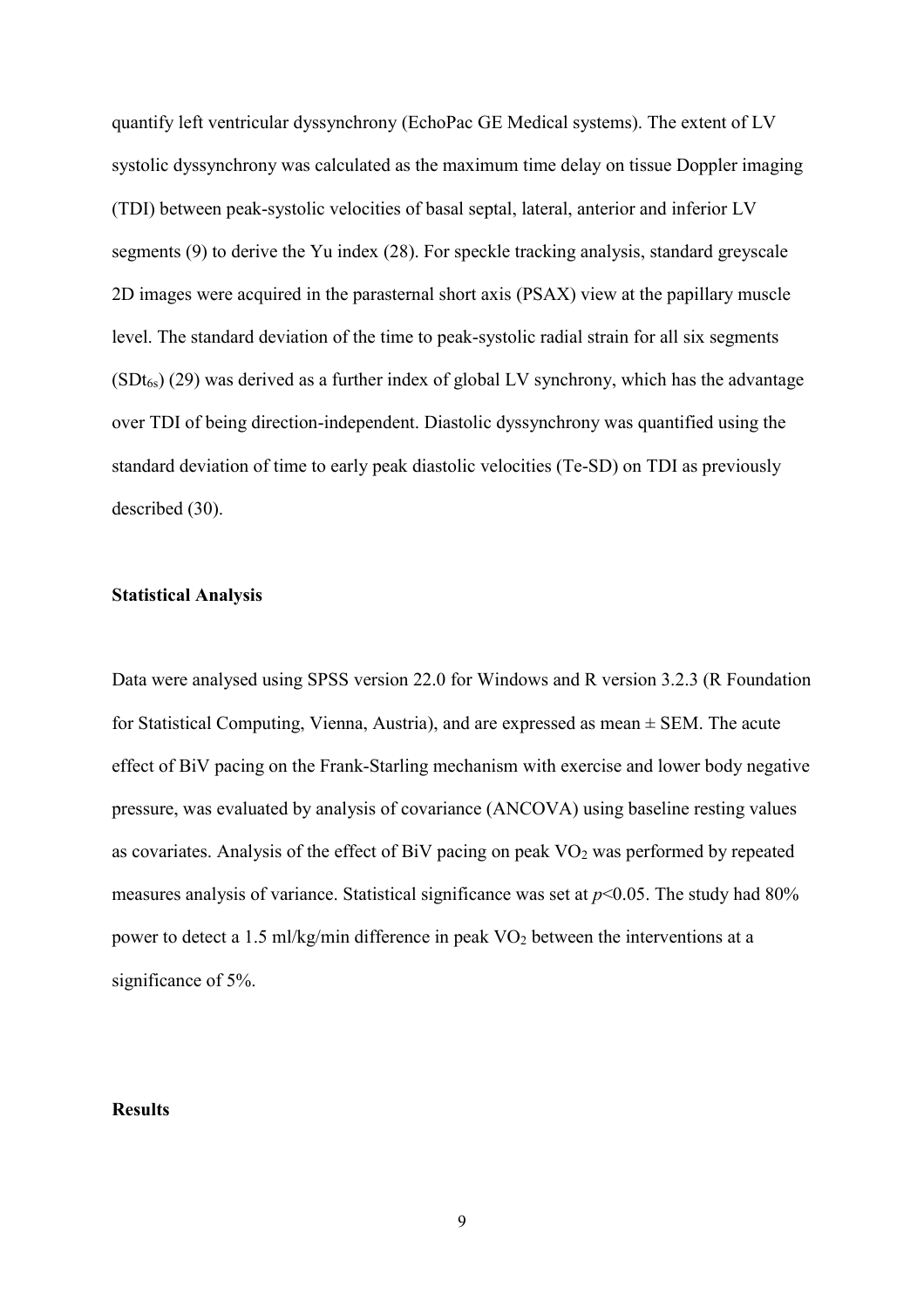quantify left ventricular dyssynchrony (EchoPac GE Medical systems). The extent of LV systolic dyssynchrony was calculated as the maximum time delay on tissue Doppler imaging (TDI) between peak-systolic velocities of basal septal, lateral, anterior and inferior LV segments (9) to derive the Yu index (28). For speckle tracking analysis, standard greyscale 2D images were acquired in the parasternal short axis (PSAX) view at the papillary muscle level. The standard deviation of the time to peak-systolic radial strain for all six segments ($SDt_{6s}$) (29) was derived as a further index of global LV synchrony, which has the advantage over TDI of being direction-independent. Diastolic dyssynchrony was quantified using the standard deviation of time to early peak diastolic velocities (Te-SD) on TDI as previously described (30).

### Statistical Analysis

Data were analysed using SPSS version 22.0 for Windows and R version 3.2.3 (R Foundation for Statistical Computing, Vienna, Austria), and are expressed as mean ± SEM. The acute effect of BiV pacing on the Frank-Starling mechanism with exercise and lower body negative pressure, was evaluated by analysis of covariance (ANCOVA) using baseline resting values as covariates. Analysis of the effect of BiV pacing on peak $VO_2$ was performed by repeated measures analysis of variance. Statistical significance was set at $p<0.05$. The study had 80% power to detect a 1.5 ml/kg/min difference in peak $VO_2$ between the interventions at a significance of 5%.

## Results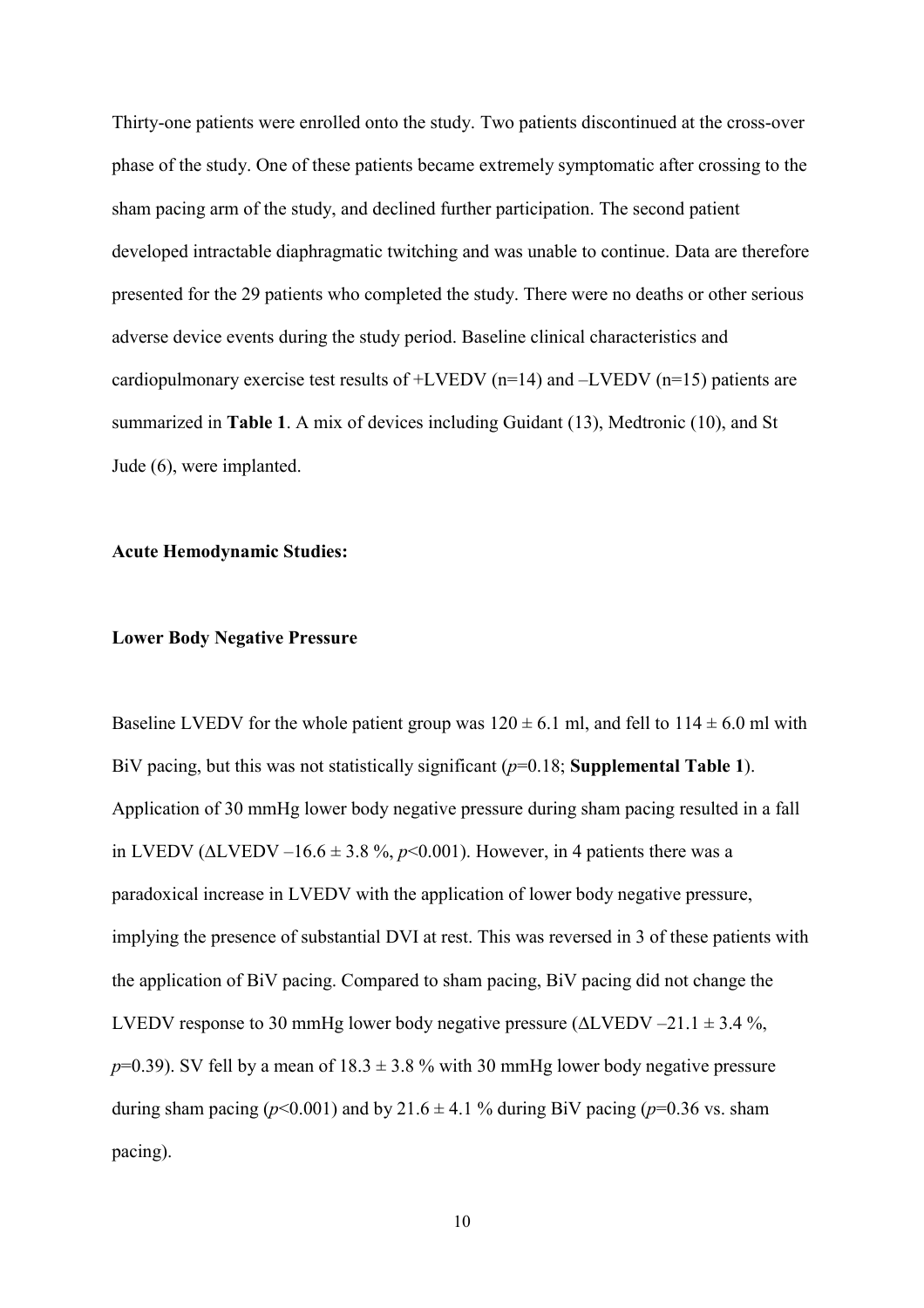Thirty-one patients were enrolled onto the study. Two patients discontinued at the cross-over phase of the study. One of these patients became extremely symptomatic after crossing to the sham pacing arm of the study, and declined further participation. The second patient developed intractable diaphragmatic twitching and was unable to continue. Data are therefore presented for the 29 patients who completed the study. There were no deaths or other serious adverse device events during the study period. Baseline clinical characteristics and cardiopulmonary exercise test results of +LVEDV (n=14) and –LVEDV (n=15) patients are summarized in **Table 1**. A mix of devices including Guidant (13), Medtronic (10), and St Jude (6), were implanted.

**Acute Hemodynamic Studies:**

**Lower Body Negative Pressure**

Baseline LVEDV for the whole patient group was $120 \pm 6.1$ ml, and fell to $114 \pm 6.0$ ml with BiV pacing, but this was not statistically significant ($p$=0.18; **Supplemental Table 1**). Application of 30 mmHg lower body negative pressure during sham pacing resulted in a fall in LVEDV (ΔLVEDV $-16.6 \pm 3.8$ %, $p$<0.001). However, in 4 patients there was a paradoxical increase in LVEDV with the application of lower body negative pressure, implying the presence of substantial DVI at rest. This was reversed in 3 of these patients with the application of BiV pacing. Compared to sham pacing, BiV pacing did not change the LVEDV response to 30 mmHg lower body negative pressure (ΔLVEDV $-21.1 \pm 3.4$ %, $p$=0.39). SV fell by a mean of $18.3 \pm 3.8$ % with 30 mmHg lower body negative pressure during sham pacing ($p$<0.001) and by $21.6 \pm 4.1$ % during BiV pacing ($p$=0.36 vs. sham pacing).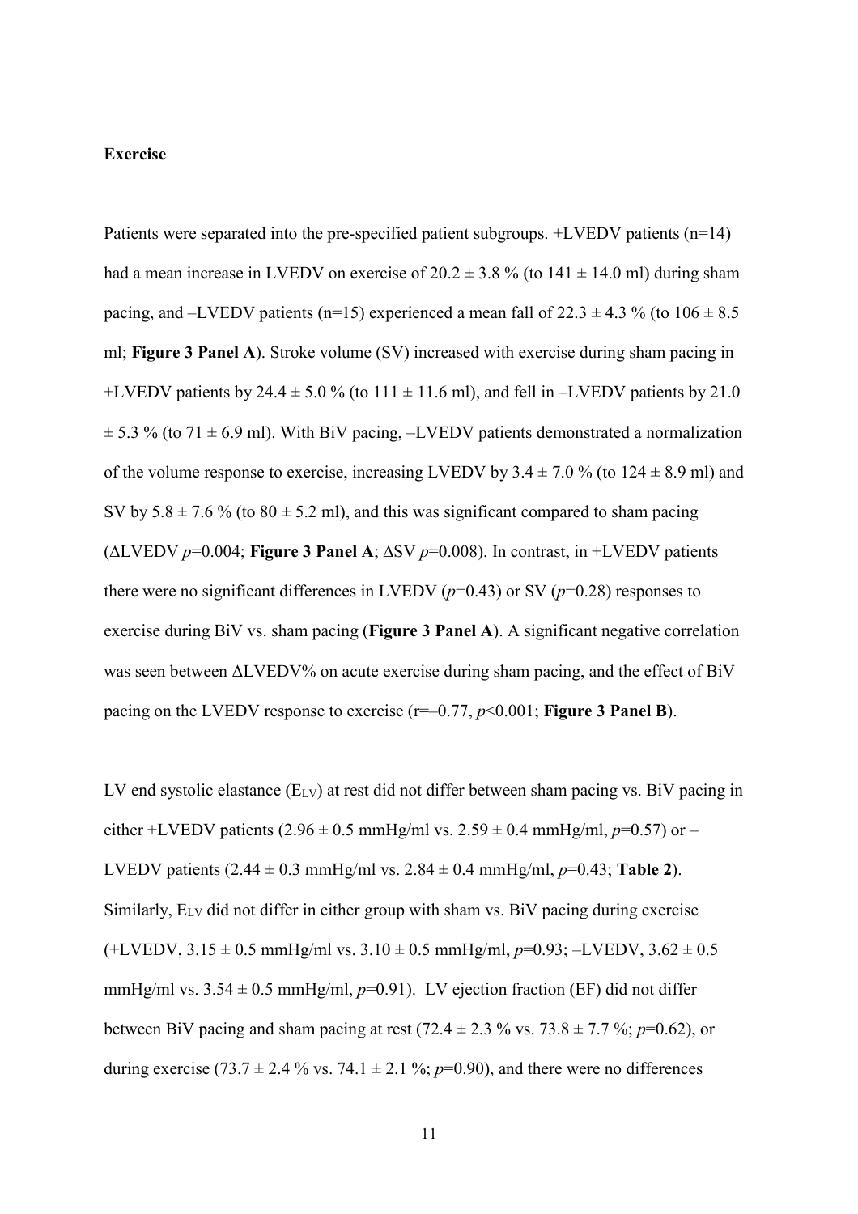**Exercise**

Patients were separated into the pre-specified patient subgroups. +LVEDV patients (n=14) had a mean increase in LVEDV on exercise of 20.2 ± 3.8 % (to 141 ± 14.0 ml) during sham pacing, and –LVEDV patients (n=15) experienced a mean fall of 22.3 ± 4.3 % (to 106 ± 8.5 ml; **Figure 3 Panel A**). Stroke volume (SV) increased with exercise during sham pacing in +LVEDV patients by 24.4 ± 5.0 % (to 111 ± 11.6 ml), and fell in –LVEDV patients by 21.0 ± 5.3 % (to 71 ± 6.9 ml). With BiV pacing, –LVEDV patients demonstrated a normalization of the volume response to exercise, increasing LVEDV by 3.4 ± 7.0 % (to 124 ± 8.9 ml) and SV by 5.8 ± 7.6 % (to 80 ± 5.2 ml), and this was significant compared to sham pacing (ΔLVEDV $p$=0.004; **Figure 3 Panel A**; ΔSV $p$=0.008). In contrast, in +LVEDV patients there were no significant differences in LVEDV ($p$=0.43) or SV ($p$=0.28) responses to exercise during BiV vs. sham pacing (**Figure 3 Panel A**). A significant negative correlation was seen between ΔLVEDV% on acute exercise during sham pacing, and the effect of BiV pacing on the LVEDV response to exercise (r=–0.77, $p$<0.001; **Figure 3 Panel B**).

LV end systolic elastance ($E_{LV}$) at rest did not differ between sham pacing vs. BiV pacing in either +LVEDV patients (2.96 ± 0.5 mmHg/ml vs. 2.59 ± 0.4 mmHg/ml, $p$=0.57) or –LVEDV patients (2.44 ± 0.3 mmHg/ml vs. 2.84 ± 0.4 mmHg/ml, $p$=0.43; **Table 2**). Similarly, $E_{LV}$ did not differ in either group with sham vs. BiV pacing during exercise (+LVEDV, 3.15 ± 0.5 mmHg/ml vs. 3.10 ± 0.5 mmHg/ml, $p$=0.93; –LVEDV, 3.62 ± 0.5 mmHg/ml vs. 3.54 ± 0.5 mmHg/ml, $p$=0.91). LV ejection fraction (EF) did not differ between BiV pacing and sham pacing at rest (72.4 ± 2.3 % vs. 73.8 ± 7.7 %; $p$=0.62), or during exercise (73.7 ± 2.4 % vs. 74.1 ± 2.1 %; $p$=0.90), and there were no differences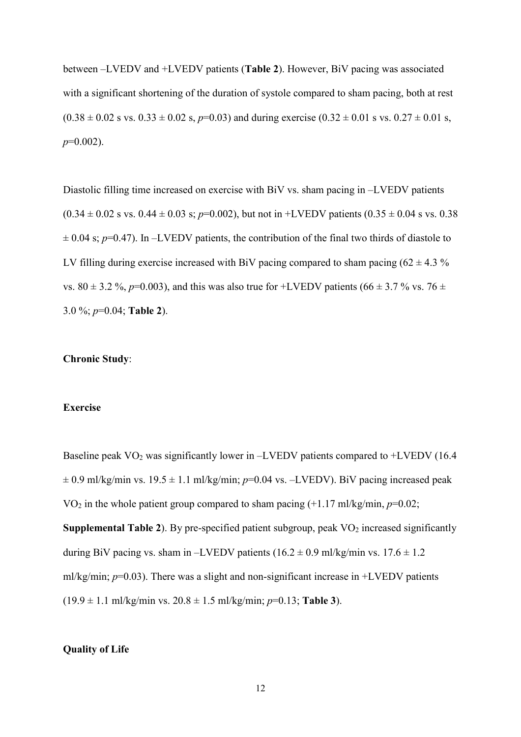between –LVEDV and +LVEDV patients (**Table 2**). However, BiV pacing was associated with a significant shortening of the duration of systole compared to sham pacing, both at rest (0.38 ± 0.02 s vs. 0.33 ± 0.02 s, *p*=0.03) and during exercise (0.32 ± 0.01 s vs. 0.27 ± 0.01 s, *p*=0.002).

Diastolic filling time increased on exercise with BiV vs. sham pacing in –LVEDV patients (0.34 ± 0.02 s vs. 0.44 ± 0.03 s; *p*=0.002), but not in +LVEDV patients (0.35 ± 0.04 s vs. 0.38 ± 0.04 s; *p*=0.47). In –LVEDV patients, the contribution of the final two thirds of diastole to LV filling during exercise increased with BiV pacing compared to sham pacing (62 ± 4.3 % vs. 80 ± 3.2 %, *p*=0.003), and this was also true for +LVEDV patients (66 ± 3.7 % vs. 76 ± 3.0 %; *p*=0.04; **Table 2**).

**Chronic Study**:

**Exercise**

Baseline peak $VO_2$ was significantly lower in –LVEDV patients compared to +LVEDV (16.4 ± 0.9 ml/kg/min vs. 19.5 ± 1.1 ml/kg/min; *p*=0.04 vs. –LVEDV). BiV pacing increased peak $VO_2$ in the whole patient group compared to sham pacing (+1.17 ml/kg/min, *p*=0.02; **Supplemental Table 2**). By pre-specified patient subgroup, peak $VO_2$ increased significantly during BiV pacing vs. sham in –LVEDV patients (16.2 ± 0.9 ml/kg/min vs. 17.6 ± 1.2 ml/kg/min; *p*=0.03). There was a slight and non-significant increase in +LVEDV patients (19.9 ± 1.1 ml/kg/min vs. 20.8 ± 1.5 ml/kg/min; *p*=0.13; **Table 3**).

**Quality of Life**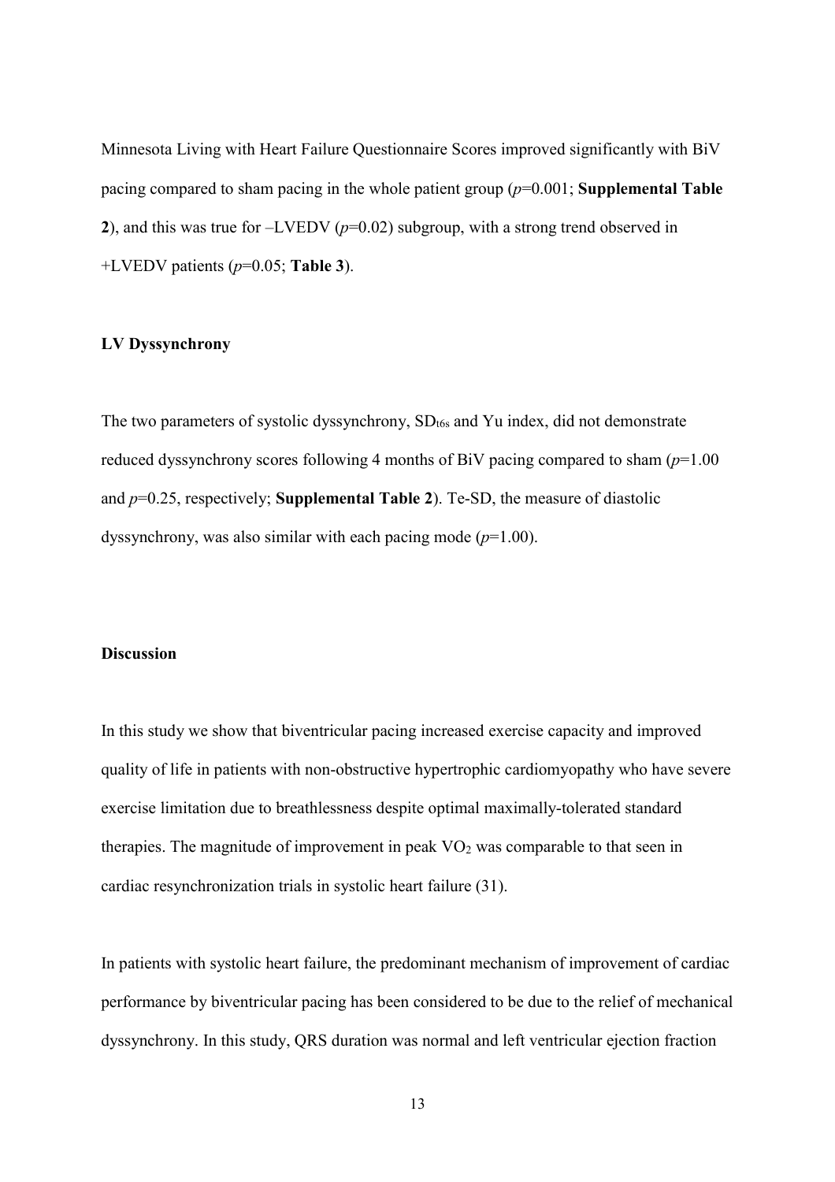Minnesota Living with Heart Failure Questionnaire Scores improved significantly with BiV pacing compared to sham pacing in the whole patient group (*p*=0.001; **Supplemental Table 2**), and this was true for –LVEDV (*p*=0.02) subgroup, with a strong trend observed in +LVEDV patients (*p*=0.05; **Table 3**).

**LV Dyssynchrony**

The two parameters of systolic dyssynchrony, $SD_{t6s}$ and Yu index, did not demonstrate reduced dyssynchrony scores following 4 months of BiV pacing compared to sham (*p*=1.00 and *p*=0.25, respectively; **Supplemental Table 2**). Te-SD, the measure of diastolic dyssynchrony, was also similar with each pacing mode (*p*=1.00).

**Discussion**

In this study we show that biventricular pacing increased exercise capacity and improved quality of life in patients with non-obstructive hypertrophic cardiomyopathy who have severe exercise limitation due to breathlessness despite optimal maximally-tolerated standard therapies. The magnitude of improvement in peak $VO_2$ was comparable to that seen in cardiac resynchronization trials in systolic heart failure (31).

In patients with systolic heart failure, the predominant mechanism of improvement of cardiac performance by biventricular pacing has been considered to be due to the relief of mechanical dyssynchrony. In this study, QRS duration was normal and left ventricular ejection fraction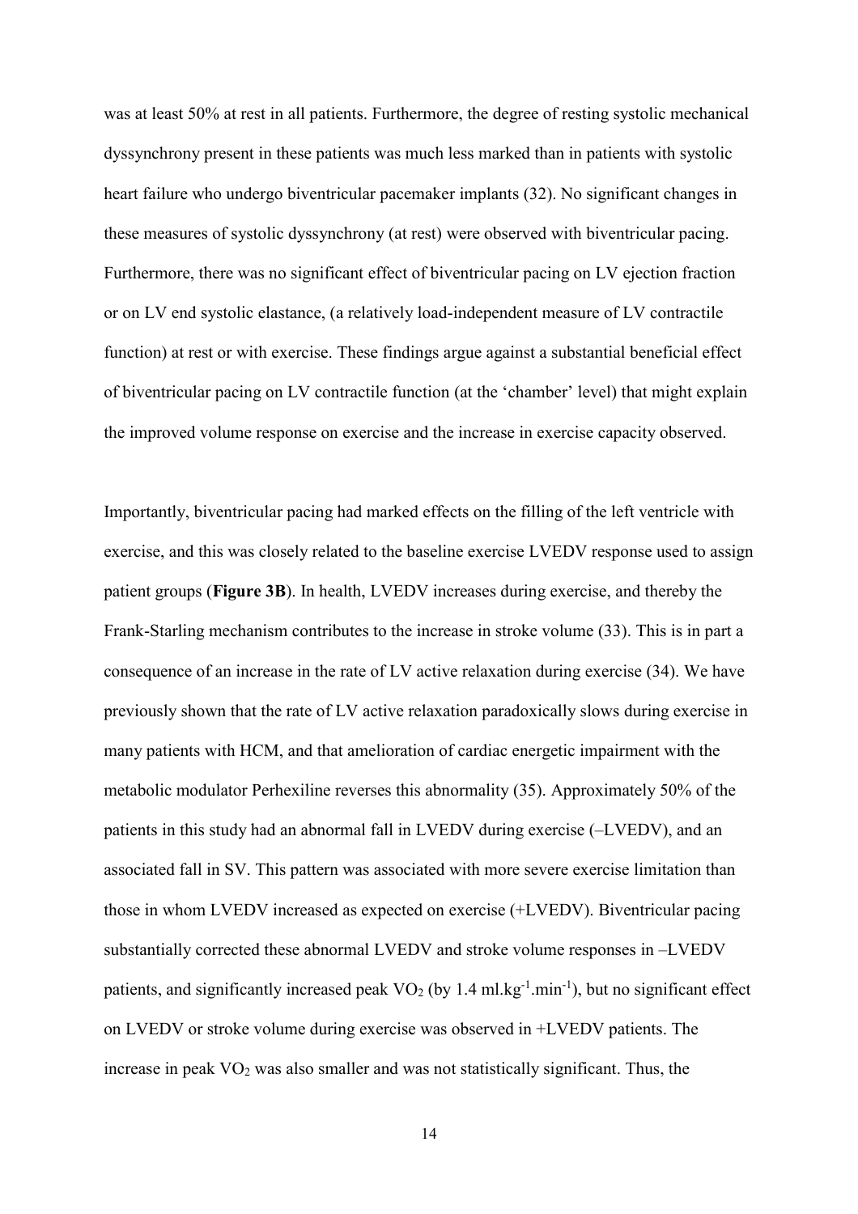was at least 50% at rest in all patients. Furthermore, the degree of resting systolic mechanical dyssynchrony present in these patients was much less marked than in patients with systolic heart failure who undergo biventricular pacemaker implants (32). No significant changes in these measures of systolic dyssynchrony (at rest) were observed with biventricular pacing. Furthermore, there was no significant effect of biventricular pacing on LV ejection fraction or on LV end systolic elastance, (a relatively load-independent measure of LV contractile function) at rest or with exercise. These findings argue against a substantial beneficial effect of biventricular pacing on LV contractile function (at the 'chamber' level) that might explain the improved volume response on exercise and the increase in exercise capacity observed.

Importantly, biventricular pacing had marked effects on the filling of the left ventricle with exercise, and this was closely related to the baseline exercise LVEDV response used to assign patient groups (**Figure 3B**). In health, LVEDV increases during exercise, and thereby the Frank-Starling mechanism contributes to the increase in stroke volume (33). This is in part a consequence of an increase in the rate of LV active relaxation during exercise (34). We have previously shown that the rate of LV active relaxation paradoxically slows during exercise in many patients with HCM, and that amelioration of cardiac energetic impairment with the metabolic modulator Perhexiline reverses this abnormality (35). Approximately 50% of the patients in this study had an abnormal fall in LVEDV during exercise (–LVEDV), and an associated fall in SV. This pattern was associated with more severe exercise limitation than those in whom LVEDV increased as expected on exercise (+LVEDV). Biventricular pacing substantially corrected these abnormal LVEDV and stroke volume responses in –LVEDV patients, and significantly increased peak $VO_2$ (by 1.4 $ml.kg^{-1}.min^{-1}$), but no significant effect on LVEDV or stroke volume during exercise was observed in +LVEDV patients. The increase in peak $VO_2$ was also smaller and was not statistically significant. Thus, the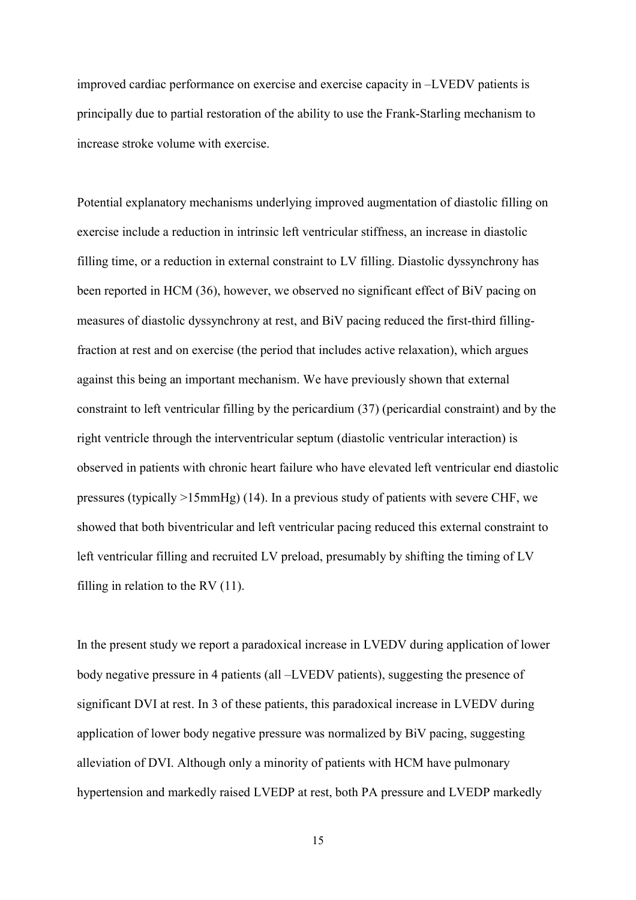improved cardiac performance on exercise and exercise capacity in –LVEDV patients is principally due to partial restoration of the ability to use the Frank-Starling mechanism to increase stroke volume with exercise.

Potential explanatory mechanisms underlying improved augmentation of diastolic filling on exercise include a reduction in intrinsic left ventricular stiffness, an increase in diastolic filling time, or a reduction in external constraint to LV filling. Diastolic dyssynchrony has been reported in HCM (36), however, we observed no significant effect of BiV pacing on measures of diastolic dyssynchrony at rest, and BiV pacing reduced the first-third filling-fraction at rest and on exercise (the period that includes active relaxation), which argues against this being an important mechanism. We have previously shown that external constraint to left ventricular filling by the pericardium (37) (pericardial constraint) and by the right ventricle through the interventricular septum (diastolic ventricular interaction) is observed in patients with chronic heart failure who have elevated left ventricular end diastolic pressures (typically >15mmHg) (14). In a previous study of patients with severe CHF, we showed that both biventricular and left ventricular pacing reduced this external constraint to left ventricular filling and recruited LV preload, presumably by shifting the timing of LV filling in relation to the RV (11).

In the present study we report a paradoxical increase in LVEDV during application of lower body negative pressure in 4 patients (all –LVEDV patients), suggesting the presence of significant DVI at rest. In 3 of these patients, this paradoxical increase in LVEDV during application of lower body negative pressure was normalized by BiV pacing, suggesting alleviation of DVI. Although only a minority of patients with HCM have pulmonary hypertension and markedly raised LVEDP at rest, both PA pressure and LVEDP markedly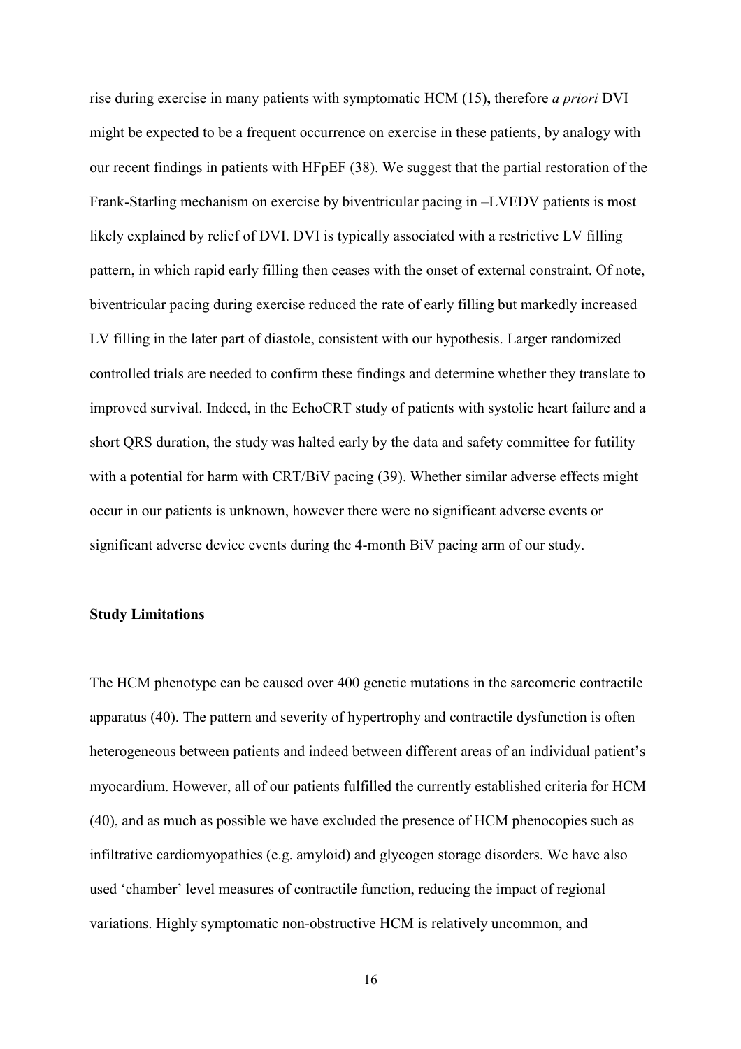rise during exercise in many patients with symptomatic HCM (15)**,** therefore *a priori* DVI might be expected to be a frequent occurrence on exercise in these patients, by analogy with our recent findings in patients with HFpEF (38). We suggest that the partial restoration of the Frank-Starling mechanism on exercise by biventricular pacing in –LVEDV patients is most likely explained by relief of DVI. DVI is typically associated with a restrictive LV filling pattern, in which rapid early filling then ceases with the onset of external constraint. Of note, biventricular pacing during exercise reduced the rate of early filling but markedly increased LV filling in the later part of diastole, consistent with our hypothesis. Larger randomized controlled trials are needed to confirm these findings and determine whether they translate to improved survival. Indeed, in the EchoCRT study of patients with systolic heart failure and a short QRS duration, the study was halted early by the data and safety committee for futility with a potential for harm with CRT/BiV pacing (39). Whether similar adverse effects might occur in our patients is unknown, however there were no significant adverse events or significant adverse device events during the 4-month BiV pacing arm of our study.

**Study Limitations**

The HCM phenotype can be caused over 400 genetic mutations in the sarcomeric contractile apparatus (40). The pattern and severity of hypertrophy and contractile dysfunction is often heterogeneous between patients and indeed between different areas of an individual patient's myocardium. However, all of our patients fulfilled the currently established criteria for HCM (40), and as much as possible we have excluded the presence of HCM phenocopies such as infiltrative cardiomyopathies (e.g. amyloid) and glycogen storage disorders. We have also used 'chamber' level measures of contractile function, reducing the impact of regional variations. Highly symptomatic non-obstructive HCM is relatively uncommon, and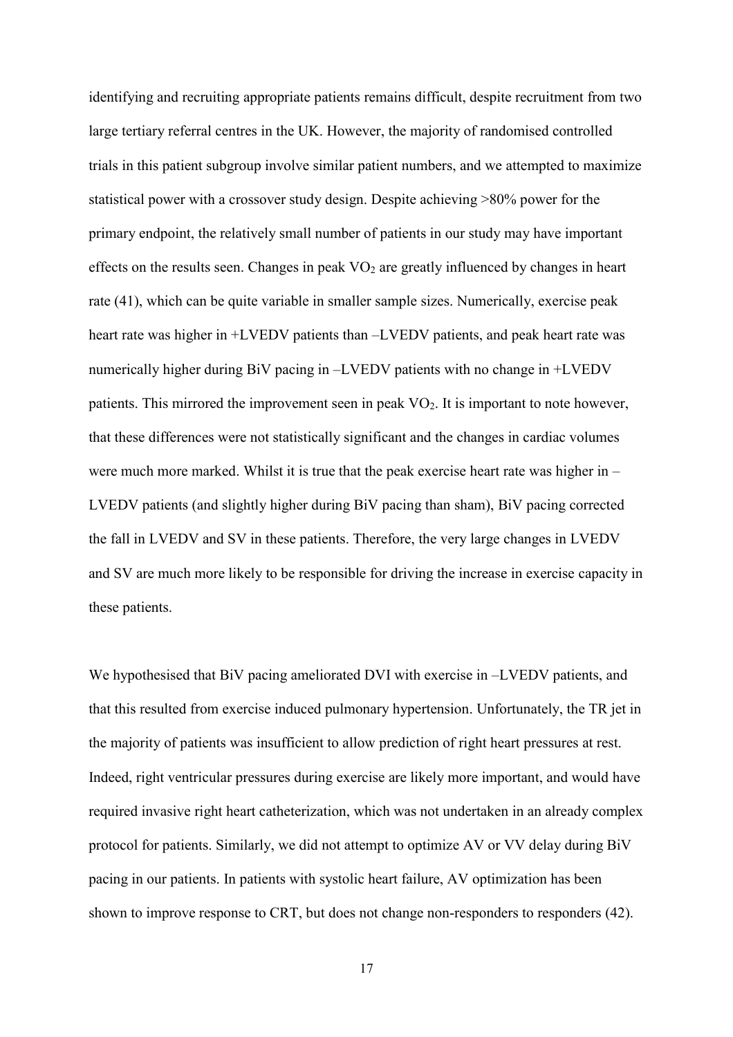identifying and recruiting appropriate patients remains difficult, despite recruitment from two large tertiary referral centres in the UK. However, the majority of randomised controlled trials in this patient subgroup involve similar patient numbers, and we attempted to maximize statistical power with a crossover study design. Despite achieving >80% power for the primary endpoint, the relatively small number of patients in our study may have important effects on the results seen. Changes in peak $VO_2$ are greatly influenced by changes in heart rate (41), which can be quite variable in smaller sample sizes. Numerically, exercise peak heart rate was higher in +LVEDV patients than –LVEDV patients, and peak heart rate was numerically higher during BiV pacing in –LVEDV patients with no change in +LVEDV patients. This mirrored the improvement seen in peak $VO_2$. It is important to note however, that these differences were not statistically significant and the changes in cardiac volumes were much more marked. Whilst it is true that the peak exercise heart rate was higher in –LVEDV patients (and slightly higher during BiV pacing than sham), BiV pacing corrected the fall in LVEDV and SV in these patients. Therefore, the very large changes in LVEDV and SV are much more likely to be responsible for driving the increase in exercise capacity in these patients.

We hypothesised that BiV pacing ameliorated DVI with exercise in –LVEDV patients, and that this resulted from exercise induced pulmonary hypertension. Unfortunately, the TR jet in the majority of patients was insufficient to allow prediction of right heart pressures at rest. Indeed, right ventricular pressures during exercise are likely more important, and would have required invasive right heart catheterization, which was not undertaken in an already complex protocol for patients. Similarly, we did not attempt to optimize AV or VV delay during BiV pacing in our patients. In patients with systolic heart failure, AV optimization has been shown to improve response to CRT, but does not change non-responders to responders (42).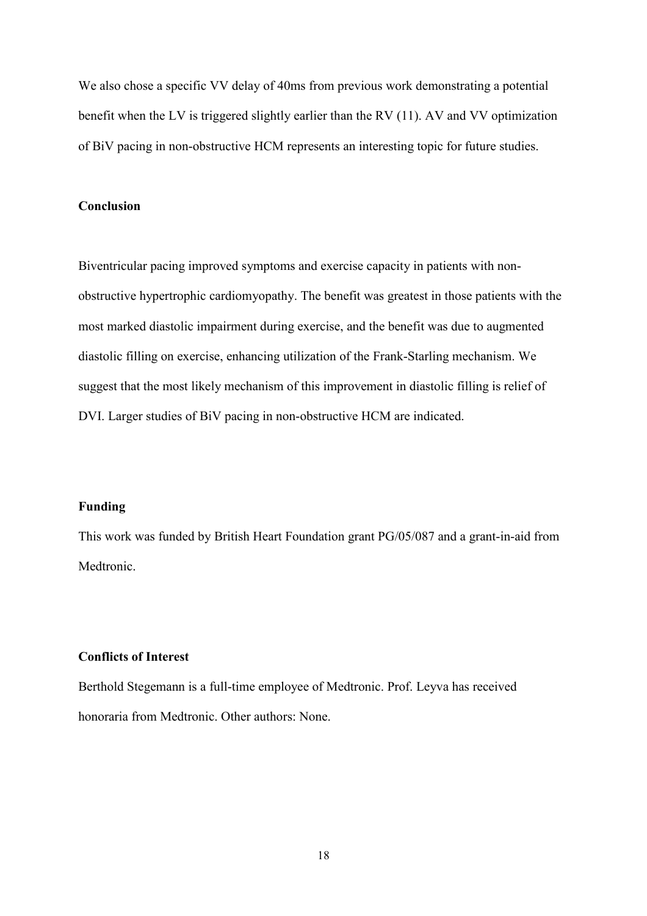We also chose a specific VV delay of 40ms from previous work demonstrating a potential benefit when the LV is triggered slightly earlier than the RV (11). AV and VV optimization of BiV pacing in non-obstructive HCM represents an interesting topic for future studies.

## Conclusion

Biventricular pacing improved symptoms and exercise capacity in patients with non-obstructive hypertrophic cardiomyopathy. The benefit was greatest in those patients with the most marked diastolic impairment during exercise, and the benefit was due to augmented diastolic filling on exercise, enhancing utilization of the Frank-Starling mechanism. We suggest that the most likely mechanism of this improvement in diastolic filling is relief of DVI. Larger studies of BiV pacing in non-obstructive HCM are indicated.

## Funding

This work was funded by British Heart Foundation grant PG/05/087 and a grant-in-aid from Medtronic.

## Conflicts of Interest

Berthold Stegemann is a full-time employee of Medtronic. Prof. Leyva has received honoraria from Medtronic. Other authors: None.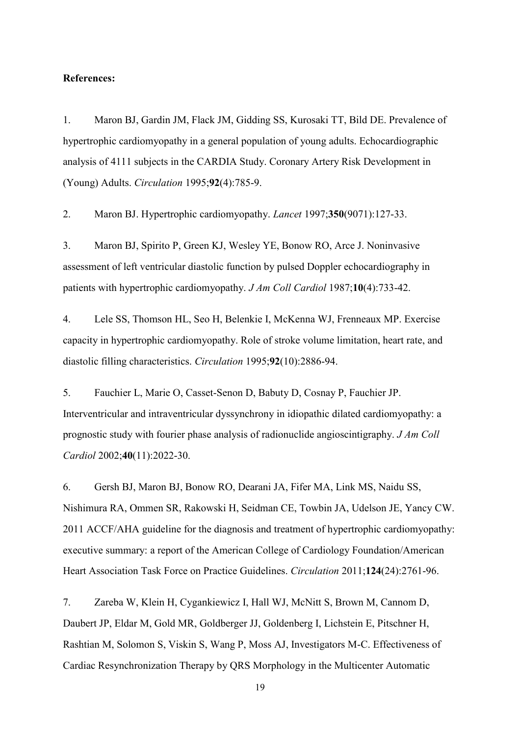**References:**

1. Maron BJ, Gardin JM, Flack JM, Gidding SS, Kurosaki TT, Bild DE. Prevalence of hypertrophic cardiomyopathy in a general population of young adults. Echocardiographic analysis of 4111 subjects in the CARDIA Study. Coronary Artery Risk Development in (Young) Adults. *Circulation* 1995;**92**(4):785-9.

2. Maron BJ. Hypertrophic cardiomyopathy. *Lancet* 1997;**350**(9071):127-33.

3. Maron BJ, Spirito P, Green KJ, Wesley YE, Bonow RO, Arce J. Noninvasive assessment of left ventricular diastolic function by pulsed Doppler echocardiography in patients with hypertrophic cardiomyopathy. *J Am Coll Cardiol* 1987;**10**(4):733-42.

4. Lele SS, Thomson HL, Seo H, Belenkie I, McKenna WJ, Frenneaux MP. Exercise capacity in hypertrophic cardiomyopathy. Role of stroke volume limitation, heart rate, and diastolic filling characteristics. *Circulation* 1995;**92**(10):2886-94.

5. Fauchier L, Marie O, Casset-Senon D, Babuty D, Cosnay P, Fauchier JP. Interventricular and intraventricular dyssynchrony in idiopathic dilated cardiomyopathy: a prognostic study with fourier phase analysis of radionuclide angioscintigraphy. *J Am Coll Cardiol* 2002;**40**(11):2022-30.

6. Gersh BJ, Maron BJ, Bonow RO, Dearani JA, Fifer MA, Link MS, Naidu SS, Nishimura RA, Ommen SR, Rakowski H, Seidman CE, Towbin JA, Udelson JE, Yancy CW. 2011 ACCF/AHA guideline for the diagnosis and treatment of hypertrophic cardiomyopathy: executive summary: a report of the American College of Cardiology Foundation/American Heart Association Task Force on Practice Guidelines. *Circulation* 2011;**124**(24):2761-96.

7. Zareba W, Klein H, Cygankiewicz I, Hall WJ, McNitt S, Brown M, Cannom D, Daubert JP, Eldar M, Gold MR, Goldberger JJ, Goldenberg I, Lichstein E, Pitschner H, Rashtian M, Solomon S, Viskin S, Wang P, Moss AJ, Investigators M-C. Effectiveness of Cardiac Resynchronization Therapy by QRS Morphology in the Multicenter Automatic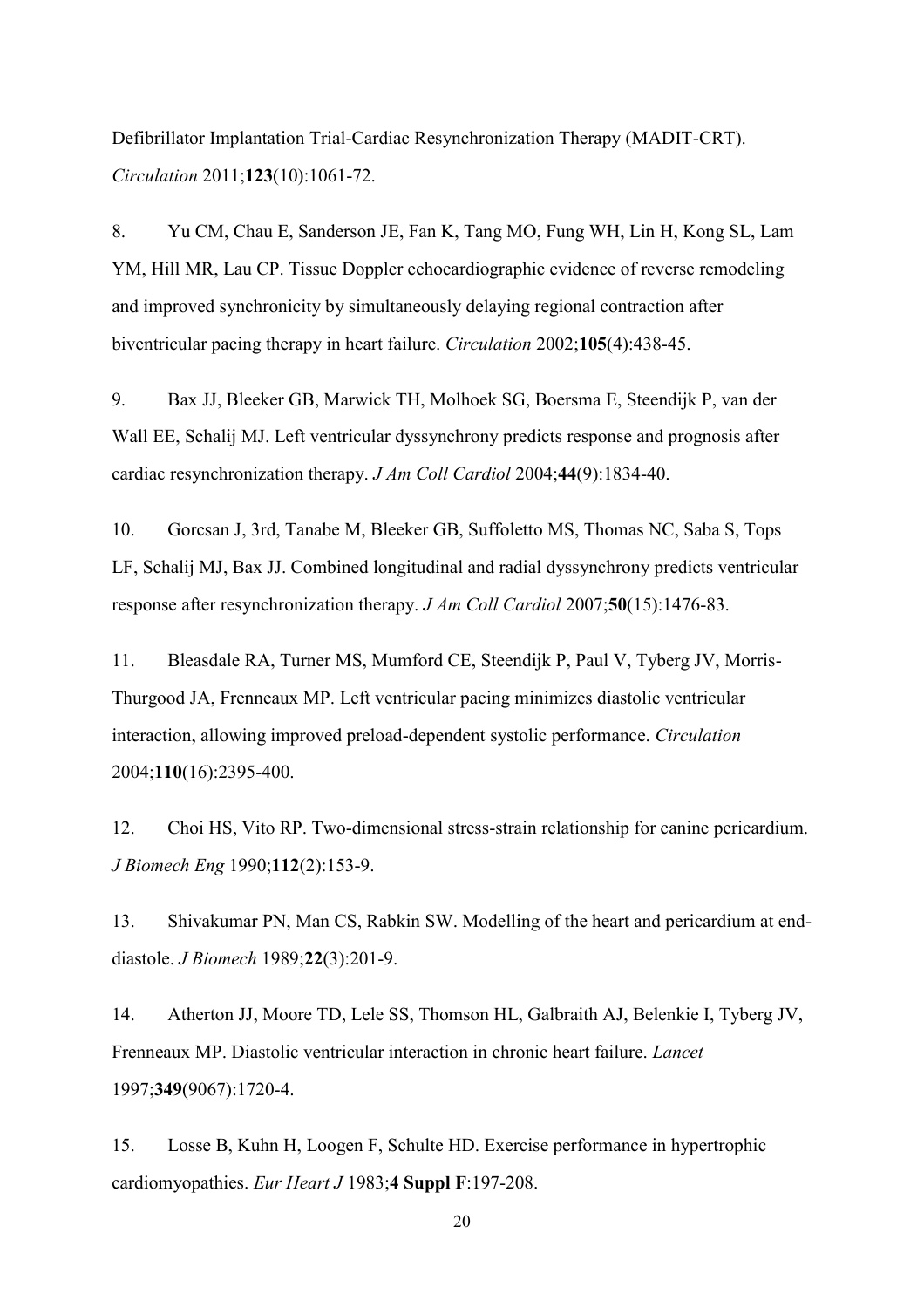Defibrillator Implantation Trial-Cardiac Resynchronization Therapy (MADIT-CRT). *Circulation* 2011;**123**(10):1061-72.

8. Yu CM, Chau E, Sanderson JE, Fan K, Tang MO, Fung WH, Lin H, Kong SL, Lam YM, Hill MR, Lau CP. Tissue Doppler echocardiographic evidence of reverse remodeling and improved synchronicity by simultaneously delaying regional contraction after biventricular pacing therapy in heart failure. *Circulation* 2002;**105**(4):438-45.

9. Bax JJ, Bleeker GB, Marwick TH, Molhoek SG, Boersma E, Steendijk P, van der Wall EE, Schalij MJ. Left ventricular dyssynchrony predicts response and prognosis after cardiac resynchronization therapy. *J Am Coll Cardiol* 2004;**44**(9):1834-40.

10. Gorcsan J, 3rd, Tanabe M, Bleeker GB, Suffoletto MS, Thomas NC, Saba S, Tops LF, Schalij MJ, Bax JJ. Combined longitudinal and radial dyssynchrony predicts ventricular response after resynchronization therapy. *J Am Coll Cardiol* 2007;**50**(15):1476-83.

11. Bleasdale RA, Turner MS, Mumford CE, Steendijk P, Paul V, Tyberg JV, Morris-Thurgood JA, Frenneaux MP. Left ventricular pacing minimizes diastolic ventricular interaction, allowing improved preload-dependent systolic performance. *Circulation* 2004;**110**(16):2395-400.

12. Choi HS, Vito RP. Two-dimensional stress-strain relationship for canine pericardium. *J Biomech Eng* 1990;**112**(2):153-9.

13. Shivakumar PN, Man CS, Rabkin SW. Modelling of the heart and pericardium at end-diastole. *J Biomech* 1989;**22**(3):201-9.

14. Atherton JJ, Moore TD, Lele SS, Thomson HL, Galbraith AJ, Belenkie I, Tyberg JV, Frenneaux MP. Diastolic ventricular interaction in chronic heart failure. *Lancet* 1997;**349**(9067):1720-4.

15. Losse B, Kuhn H, Loogen F, Schulte HD. Exercise performance in hypertrophic cardiomyopathies. *Eur Heart J* 1983;**4 Suppl F**:197-208.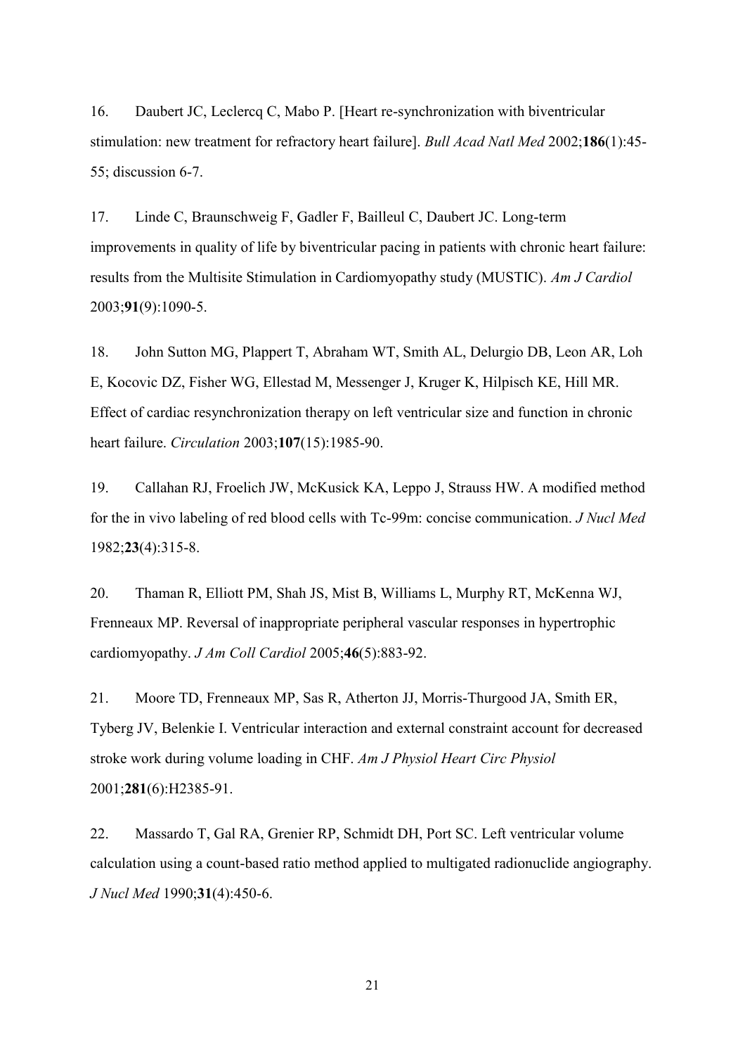16. Daubert JC, Leclercq C, Mabo P. [Heart re-synchronization with biventricular stimulation: new treatment for refractory heart failure]. *Bull Acad Natl Med* 2002;**186**(1):45-55; discussion 6-7.

17. Linde C, Braunschweig F, Gadler F, Bailleul C, Daubert JC. Long-term improvements in quality of life by biventricular pacing in patients with chronic heart failure: results from the Multisite Stimulation in Cardiomyopathy study (MUSTIC). *Am J Cardiol* 2003;**91**(9):1090-5.

18. John Sutton MG, Plappert T, Abraham WT, Smith AL, Delurgio DB, Leon AR, Loh E, Kocovic DZ, Fisher WG, Ellestad M, Messenger J, Kruger K, Hilpisch KE, Hill MR. Effect of cardiac resynchronization therapy on left ventricular size and function in chronic heart failure. *Circulation* 2003;**107**(15):1985-90.

19. Callahan RJ, Froelich JW, McKusick KA, Leppo J, Strauss HW. A modified method for the in vivo labeling of red blood cells with Tc-99m: concise communication. *J Nucl Med* 1982;**23**(4):315-8.

20. Thaman R, Elliott PM, Shah JS, Mist B, Williams L, Murphy RT, McKenna WJ, Frenneaux MP. Reversal of inappropriate peripheral vascular responses in hypertrophic cardiomyopathy. *J Am Coll Cardiol* 2005;**46**(5):883-92.

21. Moore TD, Frenneaux MP, Sas R, Atherton JJ, Morris-Thurgood JA, Smith ER, Tyberg JV, Belenkie I. Ventricular interaction and external constraint account for decreased stroke work during volume loading in CHF. *Am J Physiol Heart Circ Physiol* 2001;**281**(6):H2385-91.

22. Massardo T, Gal RA, Grenier RP, Schmidt DH, Port SC. Left ventricular volume calculation using a count-based ratio method applied to multigated radionuclide angiography. *J Nucl Med* 1990;**31**(4):450-6.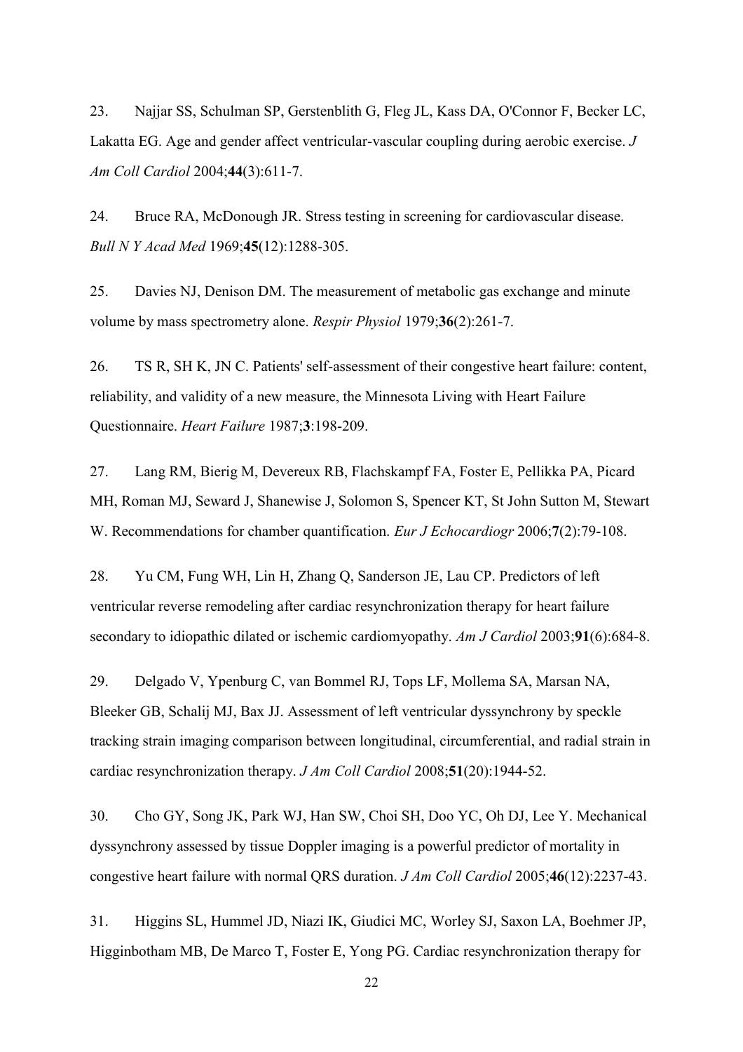23. Najjar SS, Schulman SP, Gerstenblith G, Fleg JL, Kass DA, O'Connor F, Becker LC, Lakatta EG. Age and gender affect ventricular-vascular coupling during aerobic exercise. *J Am Coll Cardiol* 2004;**44**(3):611-7.

24. Bruce RA, McDonough JR. Stress testing in screening for cardiovascular disease. *Bull N Y Acad Med* 1969;**45**(12):1288-305.

25. Davies NJ, Denison DM. The measurement of metabolic gas exchange and minute volume by mass spectrometry alone. *Respir Physiol* 1979;**36**(2):261-7.

26. TS R, SH K, JN C. Patients' self-assessment of their congestive heart failure: content, reliability, and validity of a new measure, the Minnesota Living with Heart Failure Questionnaire. *Heart Failure* 1987;**3**:198-209.

27. Lang RM, Bierig M, Devereux RB, Flachskampf FA, Foster E, Pellikka PA, Picard MH, Roman MJ, Seward J, Shanewise J, Solomon S, Spencer KT, St John Sutton M, Stewart W. Recommendations for chamber quantification. *Eur J Echocardiogr* 2006;**7**(2):79-108.

28. Yu CM, Fung WH, Lin H, Zhang Q, Sanderson JE, Lau CP. Predictors of left ventricular reverse remodeling after cardiac resynchronization therapy for heart failure secondary to idiopathic dilated or ischemic cardiomyopathy. *Am J Cardiol* 2003;**91**(6):684-8.

29. Delgado V, Ypenburg C, van Bommel RJ, Tops LF, Mollema SA, Marsan NA, Bleeker GB, Schalij MJ, Bax JJ. Assessment of left ventricular dyssynchrony by speckle tracking strain imaging comparison between longitudinal, circumferential, and radial strain in cardiac resynchronization therapy. *J Am Coll Cardiol* 2008;**51**(20):1944-52.

30. Cho GY, Song JK, Park WJ, Han SW, Choi SH, Doo YC, Oh DJ, Lee Y. Mechanical dyssynchrony assessed by tissue Doppler imaging is a powerful predictor of mortality in congestive heart failure with normal QRS duration. *J Am Coll Cardiol* 2005;**46**(12):2237-43.

31. Higgins SL, Hummel JD, Niazi IK, Giudici MC, Worley SJ, Saxon LA, Boehmer JP, Higginbotham MB, De Marco T, Foster E, Yong PG. Cardiac resynchronization therapy for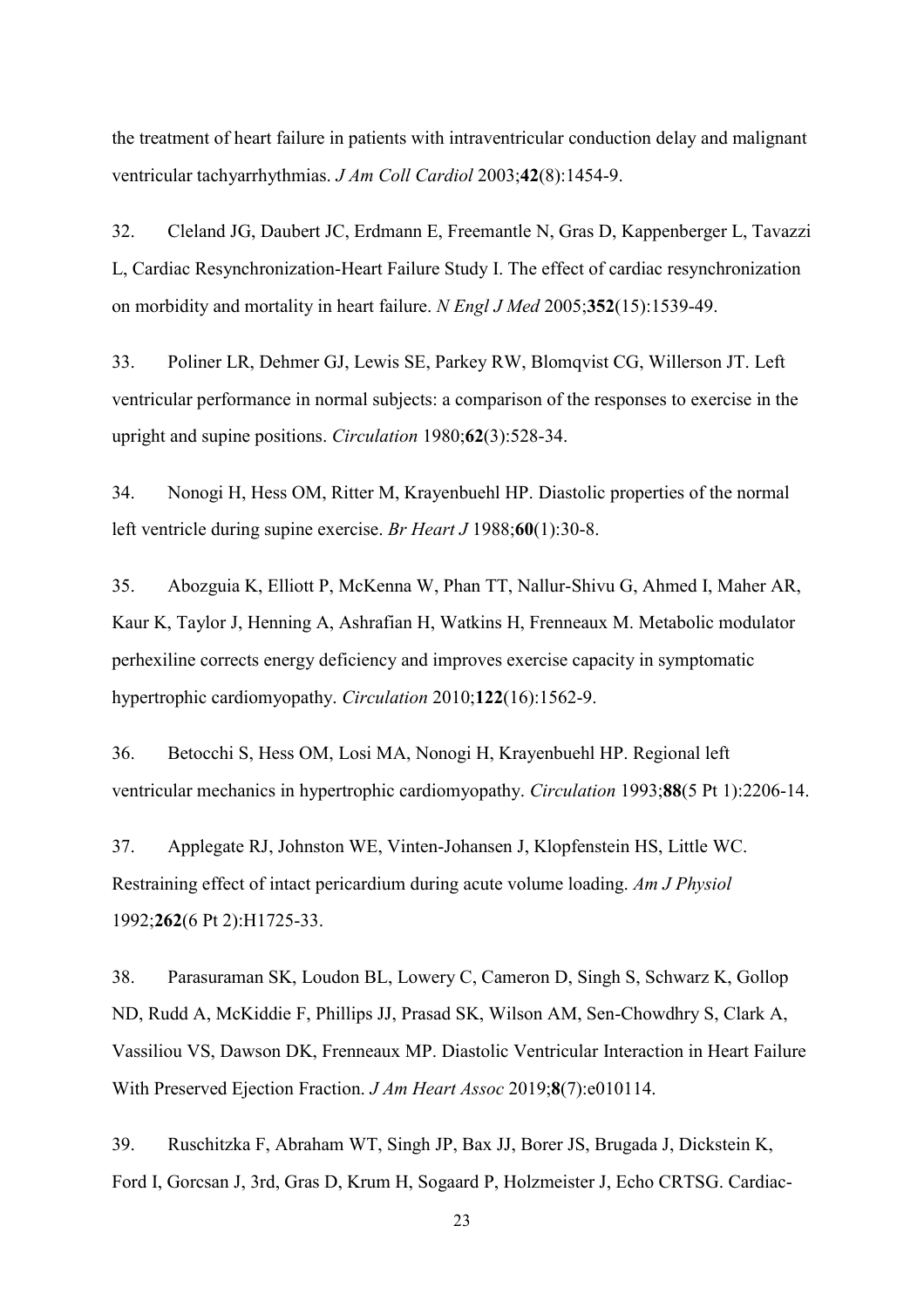the treatment of heart failure in patients with intraventricular conduction delay and malignant ventricular tachyarrhythmias. *J Am Coll Cardiol* 2003;**42**(8):1454-9.

32. Cleland JG, Daubert JC, Erdmann E, Freemantle N, Gras D, Kappenberger L, Tavazzi L, Cardiac Resynchronization-Heart Failure Study I. The effect of cardiac resynchronization on morbidity and mortality in heart failure. *N Engl J Med* 2005;**352**(15):1539-49.

33. Poliner LR, Dehmer GJ, Lewis SE, Parkey RW, Blomqvist CG, Willerson JT. Left ventricular performance in normal subjects: a comparison of the responses to exercise in the upright and supine positions. *Circulation* 1980;**62**(3):528-34.

34. Nonogi H, Hess OM, Ritter M, Krayenbuehl HP. Diastolic properties of the normal left ventricle during supine exercise. *Br Heart J* 1988;**60**(1):30-8.

35. Abozguia K, Elliott P, McKenna W, Phan TT, Nallur-Shivu G, Ahmed I, Maher AR, Kaur K, Taylor J, Henning A, Ashrafian H, Watkins H, Frenneaux M. Metabolic modulator perhexiline corrects energy deficiency and improves exercise capacity in symptomatic hypertrophic cardiomyopathy. *Circulation* 2010;**122**(16):1562-9.

36. Betocchi S, Hess OM, Losi MA, Nonogi H, Krayenbuehl HP. Regional left ventricular mechanics in hypertrophic cardiomyopathy. *Circulation* 1993;**88**(5 Pt 1):2206-14.

37. Applegate RJ, Johnston WE, Vinten-Johansen J, Klopfenstein HS, Little WC. Restraining effect of intact pericardium during acute volume loading. *Am J Physiol* 1992;**262**(6 Pt 2):H1725-33.

38. Parasuraman SK, Loudon BL, Lowery C, Cameron D, Singh S, Schwarz K, Gollop ND, Rudd A, McKiddie F, Phillips JJ, Prasad SK, Wilson AM, Sen-Chowdhry S, Clark A, Vassiliou VS, Dawson DK, Frenneaux MP. Diastolic Ventricular Interaction in Heart Failure With Preserved Ejection Fraction. *J Am Heart Assoc* 2019;**8**(7):e010114.

39. Ruschitzka F, Abraham WT, Singh JP, Bax JJ, Borer JS, Brugada J, Dickstein K, Ford I, Gorcsan J, 3rd, Gras D, Krum H, Sogaard P, Holzmeister J, Echo CRTSG. Cardiac-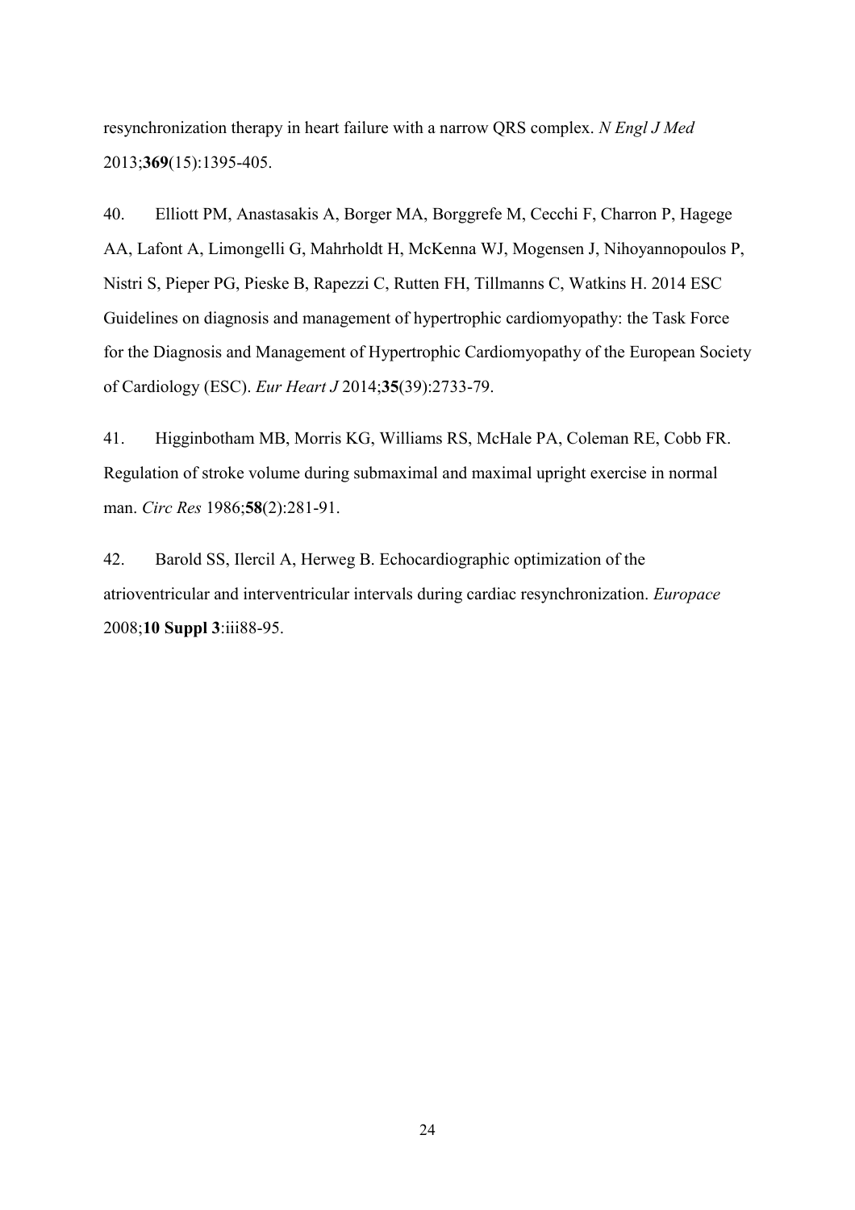resynchronization therapy in heart failure with a narrow QRS complex. *N Engl J Med* 2013;**369**(15):1395-405.

40. Elliott PM, Anastasakis A, Borger MA, Borggrefe M, Cecchi F, Charron P, Hagege AA, Lafont A, Limongelli G, Mahrholdt H, McKenna WJ, Mogensen J, Nihoyannopoulos P, Nistri S, Pieper PG, Pieske B, Rapezzi C, Rutten FH, Tillmanns C, Watkins H. 2014 ESC Guidelines on diagnosis and management of hypertrophic cardiomyopathy: the Task Force for the Diagnosis and Management of Hypertrophic Cardiomyopathy of the European Society of Cardiology (ESC). *Eur Heart J* 2014;**35**(39):2733-79.

41. Higginbotham MB, Morris KG, Williams RS, McHale PA, Coleman RE, Cobb FR. Regulation of stroke volume during submaximal and maximal upright exercise in normal man. *Circ Res* 1986;**58**(2):281-91.

42. Barold SS, Ilercil A, Herweg B. Echocardiographic optimization of the atrioventricular and interventricular intervals during cardiac resynchronization. *Europace* 2008;**10 Suppl 3**:iii88-95.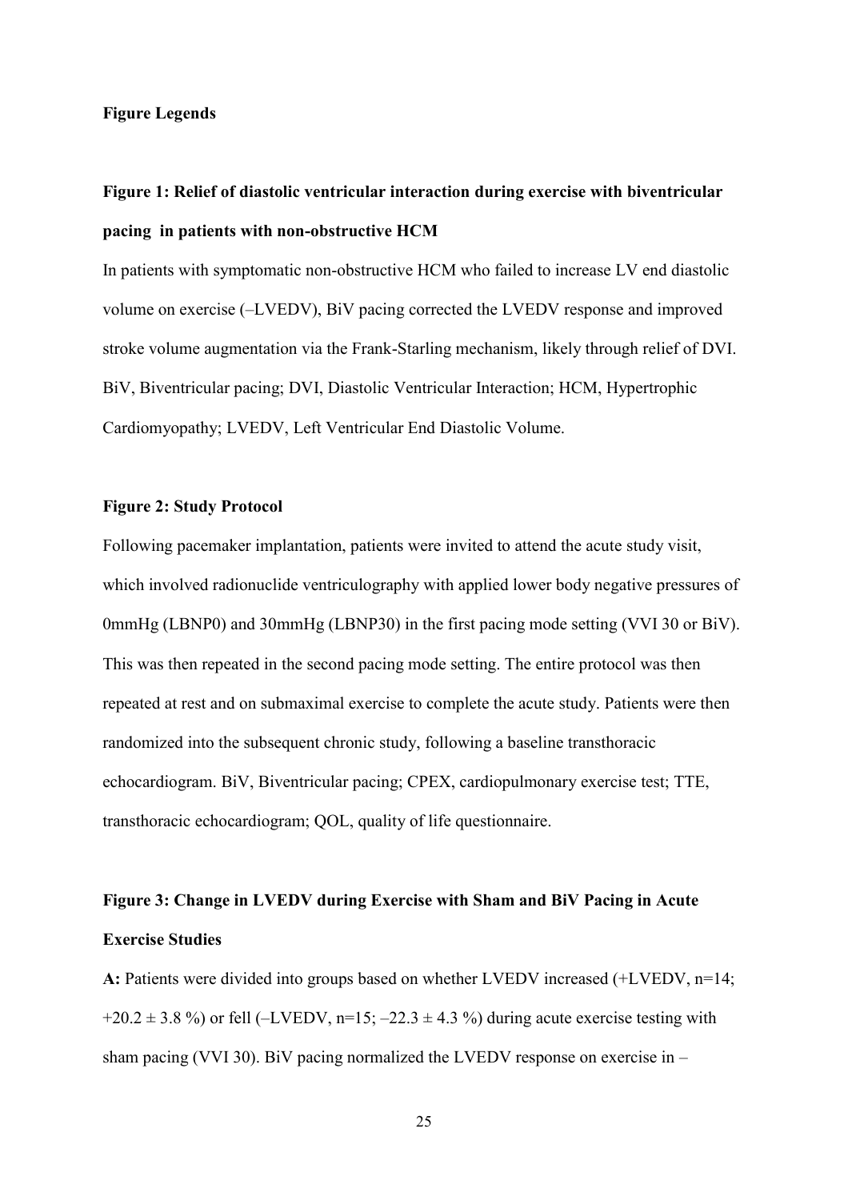**Figure Legends**

**Figure 1: Relief of diastolic ventricular interaction during exercise with biventricular pacing in patients with non-obstructive HCM**

In patients with symptomatic non-obstructive HCM who failed to increase LV end diastolic volume on exercise (–LVEDV), BiV pacing corrected the LVEDV response and improved stroke volume augmentation via the Frank-Starling mechanism, likely through relief of DVI. BiV, Biventricular pacing; DVI, Diastolic Ventricular Interaction; HCM, Hypertrophic Cardiomyopathy; LVEDV, Left Ventricular End Diastolic Volume.

**Figure 2: Study Protocol**

Following pacemaker implantation, patients were invited to attend the acute study visit, which involved radionuclide ventriculography with applied lower body negative pressures of 0mmHg (LBNP0) and 30mmHg (LBNP30) in the first pacing mode setting (VVI 30 or BiV). This was then repeated in the second pacing mode setting. The entire protocol was then repeated at rest and on submaximal exercise to complete the acute study. Patients were then randomized into the subsequent chronic study, following a baseline transthoracic echocardiogram. BiV, Biventricular pacing; CPEX, cardiopulmonary exercise test; TTE, transthoracic echocardiogram; QOL, quality of life questionnaire.

**Figure 3: Change in LVEDV during Exercise with Sham and BiV Pacing in Acute Exercise Studies**

**A:** Patients were divided into groups based on whether LVEDV increased (+LVEDV, n=14; +20.2 ± 3.8 %) or fell (–LVEDV, n=15; –22.3 ± 4.3 %) during acute exercise testing with sham pacing (VVI 30). BiV pacing normalized the LVEDV response on exercise in –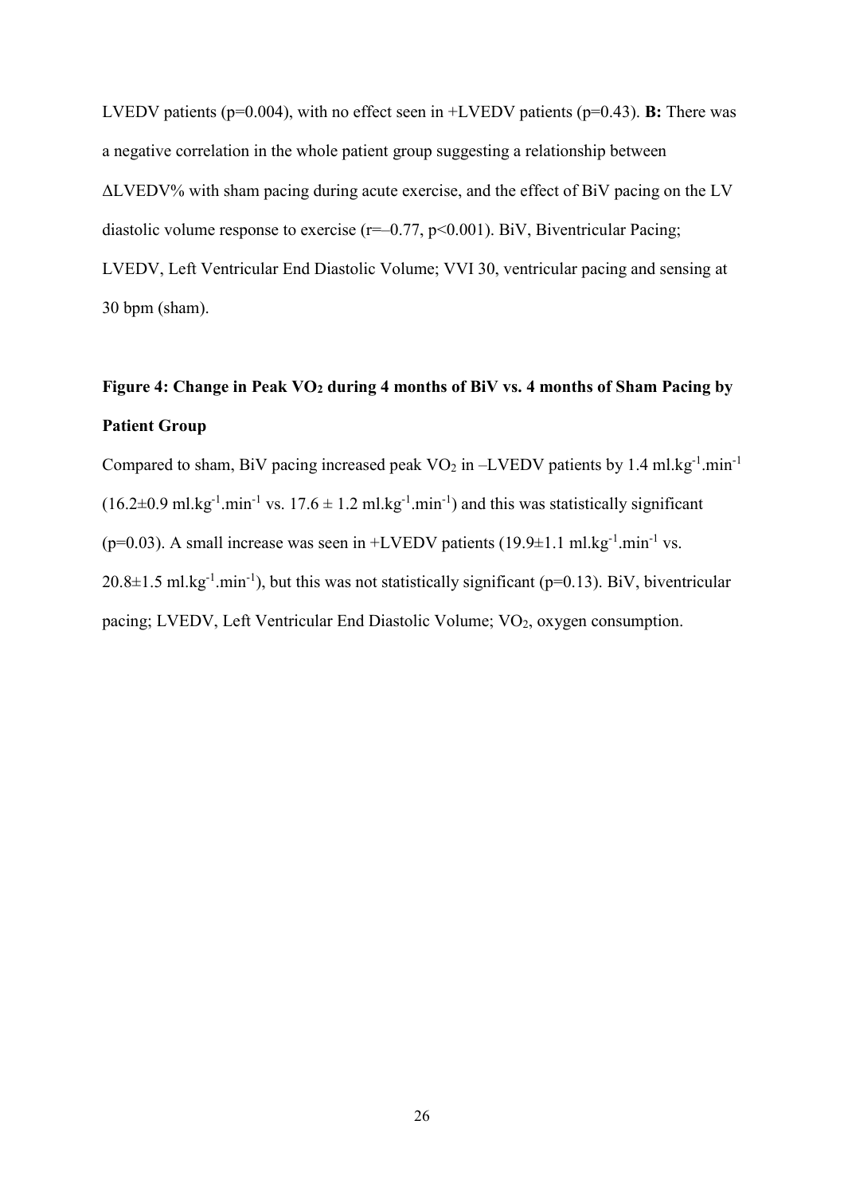LVEDV patients ($p=0.004$), with no effect seen in +LVEDV patients ($p=0.43$). **B:** There was a negative correlation in the whole patient group suggesting a relationship between ΔLVEDV% with sham pacing during acute exercise, and the effect of BiV pacing on the LV diastolic volume response to exercise ($r=-0.77$, $p<0.001$). BiV, Biventricular Pacing; LVEDV, Left Ventricular End Diastolic Volume; VVI 30, ventricular pacing and sensing at 30 bpm (sham).

**Figure 4: Change in Peak $VO_2$ during 4 months of BiV vs. 4 months of Sham Pacing by Patient Group**

Compared to sham, BiV pacing increased peak $VO_2$ in –LVEDV patients by 1.4 $ml.kg^{-1}.min^{-1}$ ($16.2\pm0.9$ $ml.kg^{-1}.min^{-1}$ vs. $17.6 \pm 1.2$ $ml.kg^{-1}.min^{-1}$) and this was statistically significant ($p=0.03$). A small increase was seen in +LVEDV patients ($19.9\pm1.1$ $ml.kg^{-1}.min^{-1}$ vs. $20.8\pm1.5$ $ml.kg^{-1}.min^{-1}$), but this was not statistically significant ($p=0.13$). BiV, biventricular pacing; LVEDV, Left Ventricular End Diastolic Volume; $VO_2$, oxygen consumption.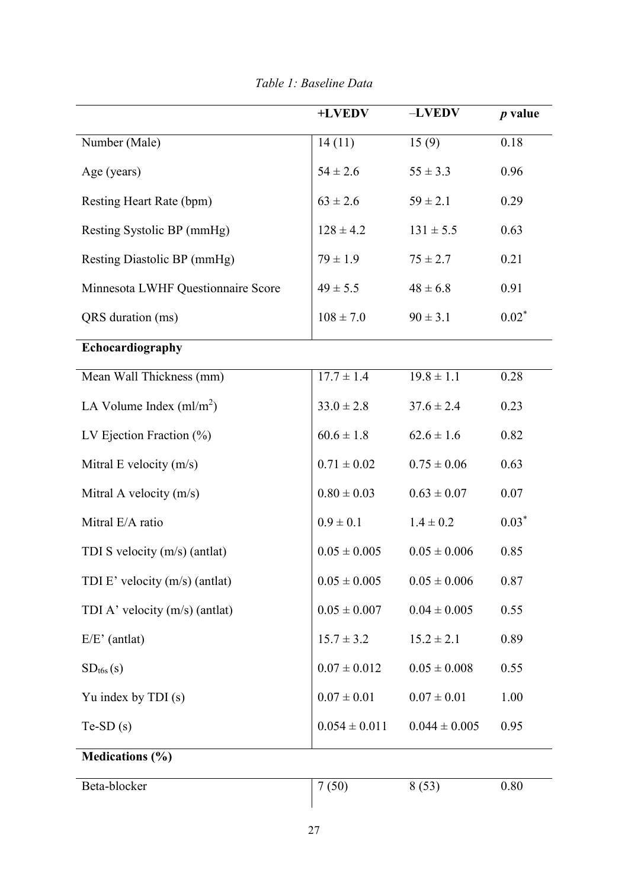*Table 1: Baseline Data*

| | +LVEDV | –LVEDV | *p* value |
|---|---|---|---|
| Number (Male) | 14 (11) | 15 (9) | 0.18 |
| Age (years) | 54 ± 2.6 | 55 ± 3.3 | 0.96 |
| Resting Heart Rate (bpm) | 63 ± 2.6 | 59 ± 2.1 | 0.29 |
| Resting Systolic BP (mmHg) | 128 ± 4.2 | 131 ± 5.5 | 0.63 |
| Resting Diastolic BP (mmHg) | 79 ± 1.9 | 75 ± 2.7 | 0.21 |
| Minnesota LWHF Questionnaire Score | 49 ± 5.5 | 48 ± 6.8 | 0.91 |
| QRS duration (ms) | 108 ± 7.0 | 90 ± 3.1 | 0.02* |
| **Echocardiography** | | | |
| Mean Wall Thickness (mm) | 17.7 ± 1.4 | 19.8 ± 1.1 | 0.28 |
| LA Volume Index (ml/m$^2$) | 33.0 ± 2.8 | 37.6 ± 2.4 | 0.23 |
| LV Ejection Fraction (%) | 60.6 ± 1.8 | 62.6 ± 1.6 | 0.82 |
| Mitral E velocity (m/s) | 0.71 ± 0.02 | 0.75 ± 0.06 | 0.63 |
| Mitral A velocity (m/s) | 0.80 ± 0.03 | 0.63 ± 0.07 | 0.07 |
| Mitral E/A ratio | 0.9 ± 0.1 | 1.4 ± 0.2 | 0.03* |
| TDI S velocity (m/s) (antlat) | 0.05 ± 0.005 | 0.05 ± 0.006 | 0.85 |
| TDI E' velocity (m/s) (antlat) | 0.05 ± 0.005 | 0.05 ± 0.006 | 0.87 |
| TDI A' velocity (m/s) (antlat) | 0.05 ± 0.007 | 0.04 ± 0.005 | 0.55 |
| E/E' (antlat) | 15.7 ± 3.2 | 15.2 ± 2.1 | 0.89 |
| $SD_{t6s}$ (s) | 0.07 ± 0.012 | 0.05 ± 0.008 | 0.55 |
| Yu index by TDI (s) | 0.07 ± 0.01 | 0.07 ± 0.01 | 1.00 |
| Te-SD (s) | 0.054 ± 0.011 | 0.044 ± 0.005 | 0.95 |
| **Medications (%)** | | | |
| Beta-blocker | 7 (50) | 8 (53) | 0.80 |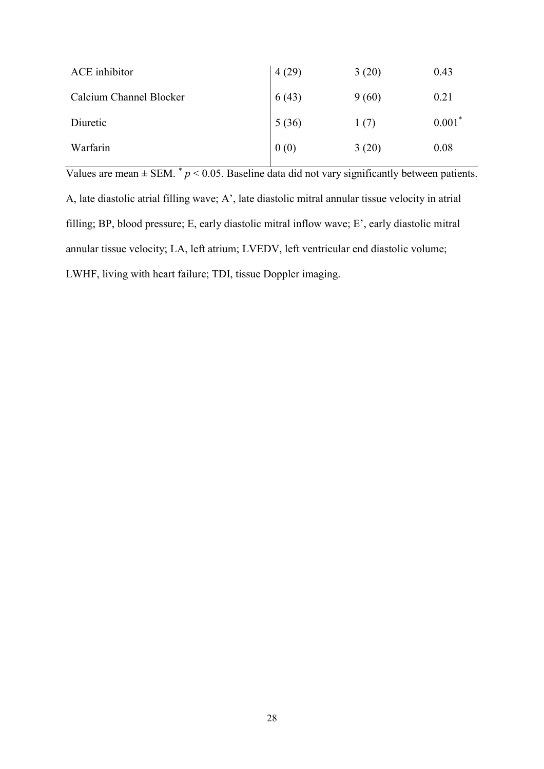| | | | |
|---|---|---|---|
| ACE inhibitor | 4 (29) | 3 (20) | 0.43 |
| Calcium Channel Blocker | 6 (43) | 9 (60) | 0.21 |
| Diuretic | 5 (36) | 1 (7) | 0.001* |
| Warfarin | 0 (0) | 3 (20) | 0.08 |

Values are mean ± SEM. * $p < 0.05$. Baseline data did not vary significantly between patients. A, late diastolic atrial filling wave; A', late diastolic mitral annular tissue velocity in atrial filling; BP, blood pressure; E, early diastolic mitral inflow wave; E', early diastolic mitral annular tissue velocity; LA, left atrium; LVEDV, left ventricular end diastolic volume; LWHF, living with heart failure; TDI, tissue Doppler imaging.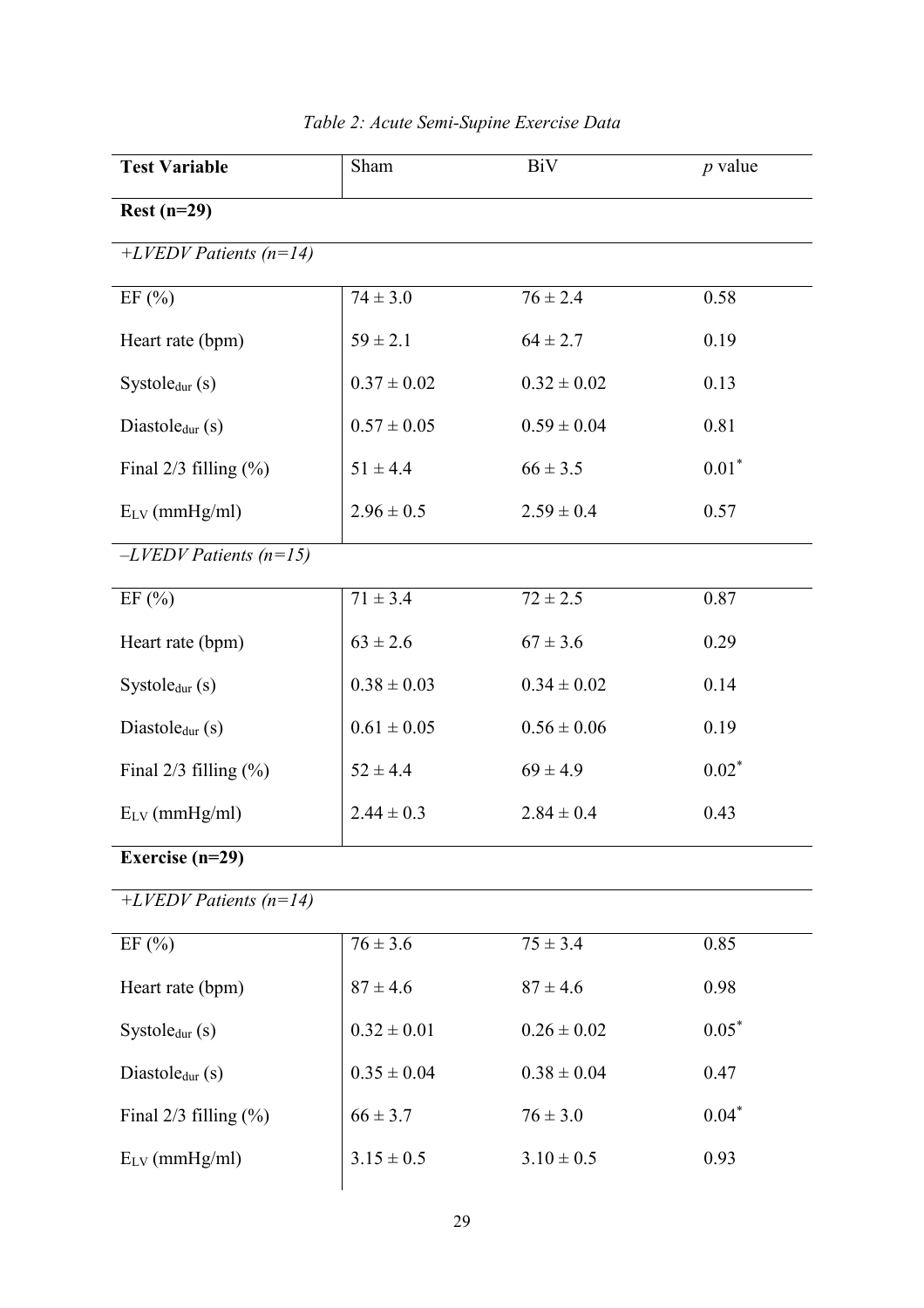*Table 2: Acute Semi-Supine Exercise Data*

| **Test Variable** | Sham | BiV | *p* value |
|---|---|---|---|
| **Rest (n=29)** | | | |
| *+LVEDV Patients (n=14)* | | | |
| EF (%) | 74 ± 3.0 | 76 ± 2.4 | 0.58 |
| Heart rate (bpm) | 59 ± 2.1 | 64 ± 2.7 | 0.19 |
| $Systole_{dur}$ (s) | 0.37 ± 0.02 | 0.32 ± 0.02 | 0.13 |
| $Diastole_{dur}$ (s) | 0.57 ± 0.05 | 0.59 ± 0.04 | 0.81 |
| Final 2/3 filling (%) | 51 ± 4.4 | 66 ± 3.5 | $0.01^*$ |
| $E_{LV}$ (mmHg/ml) | 2.96 ± 0.5 | 2.59 ± 0.4 | 0.57 |
| *–LVEDV Patients (n=15)* | | | |
| EF (%) | 71 ± 3.4 | 72 ± 2.5 | 0.87 |
| Heart rate (bpm) | 63 ± 2.6 | 67 ± 3.6 | 0.29 |
| $Systole_{dur}$ (s) | 0.38 ± 0.03 | 0.34 ± 0.02 | 0.14 |
| $Diastole_{dur}$ (s) | 0.61 ± 0.05 | 0.56 ± 0.06 | 0.19 |
| Final 2/3 filling (%) | 52 ± 4.4 | 69 ± 4.9 | $0.02^*$ |
| $E_{LV}$ (mmHg/ml) | 2.44 ± 0.3 | 2.84 ± 0.4 | 0.43 |
| **Exercise (n=29)** | | | |
| *+LVEDV Patients (n=14)* | | | |
| EF (%) | 76 ± 3.6 | 75 ± 3.4 | 0.85 |
| Heart rate (bpm) | 87 ± 4.6 | 87 ± 4.6 | 0.98 |
| $Systole_{dur}$ (s) | 0.32 ± 0.01 | 0.26 ± 0.02 | $0.05^*$ |
| $Diastole_{dur}$ (s) | 0.35 ± 0.04 | 0.38 ± 0.04 | 0.47 |
| Final 2/3 filling (%) | 66 ± 3.7 | 76 ± 3.0 | $0.04^*$ |
| $E_{LV}$ (mmHg/ml) | 3.15 ± 0.5 | 3.10 ± 0.5 | 0.93 |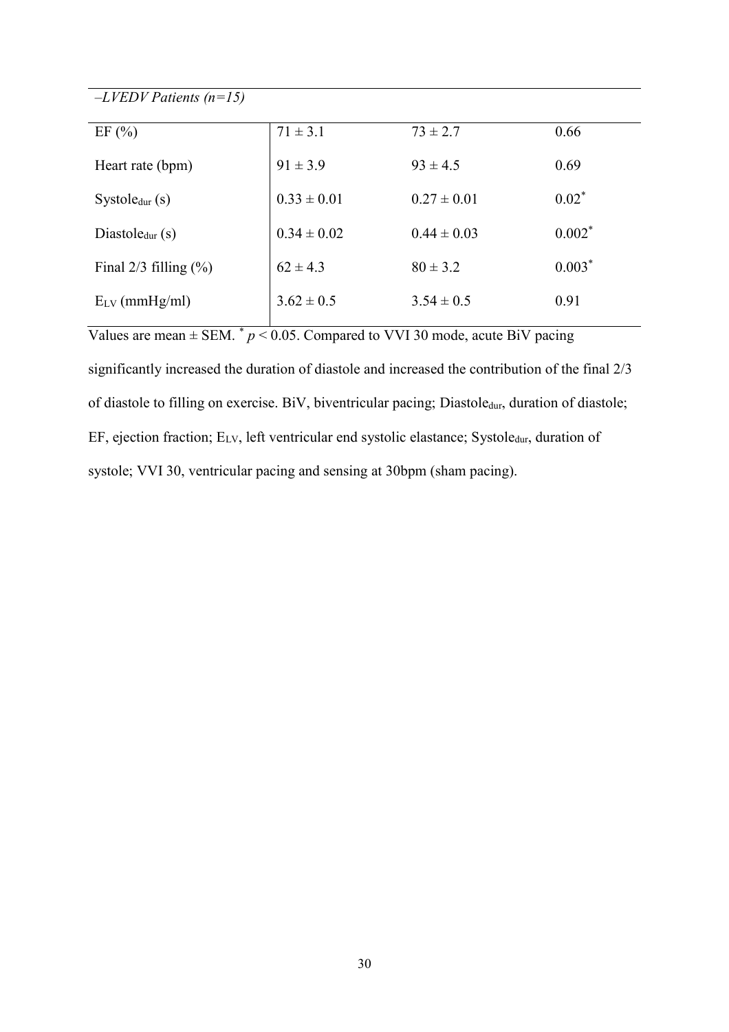| *–LVEDV Patients (n=15)* | | | |
|---|---|---|---|
| EF (%) | 71 ± 3.1 | 73 ± 2.7 | 0.66 |
| Heart rate (bpm) | 91 ± 3.9 | 93 ± 4.5 | 0.69 |
| $Systole_{dur}$ (s) | 0.33 ± 0.01 | 0.27 ± 0.01 | $0.02^{*}$ |
| $Diastole_{dur}$ (s) | 0.34 ± 0.02 | 0.44 ± 0.03 | $0.002^{*}$ |
| Final 2/3 filling (%) | 62 ± 4.3 | 80 ± 3.2 | $0.003^{*}$ |
| $E_{LV}$ (mmHg/ml) | 3.62 ± 0.5 | 3.54 ± 0.5 | 0.91 |

Values are mean ± SEM. $^{*}$ $p < 0.05$. Compared to VVI 30 mode, acute BiV pacing significantly increased the duration of diastole and increased the contribution of the final 2/3 of diastole to filling on exercise. BiV, biventricular pacing; $Diastole_{dur}$, duration of diastole; EF, ejection fraction; $E_{LV}$, left ventricular end systolic elastance; $Systole_{dur}$, duration of systole; VVI 30, ventricular pacing and sensing at 30bpm (sham pacing).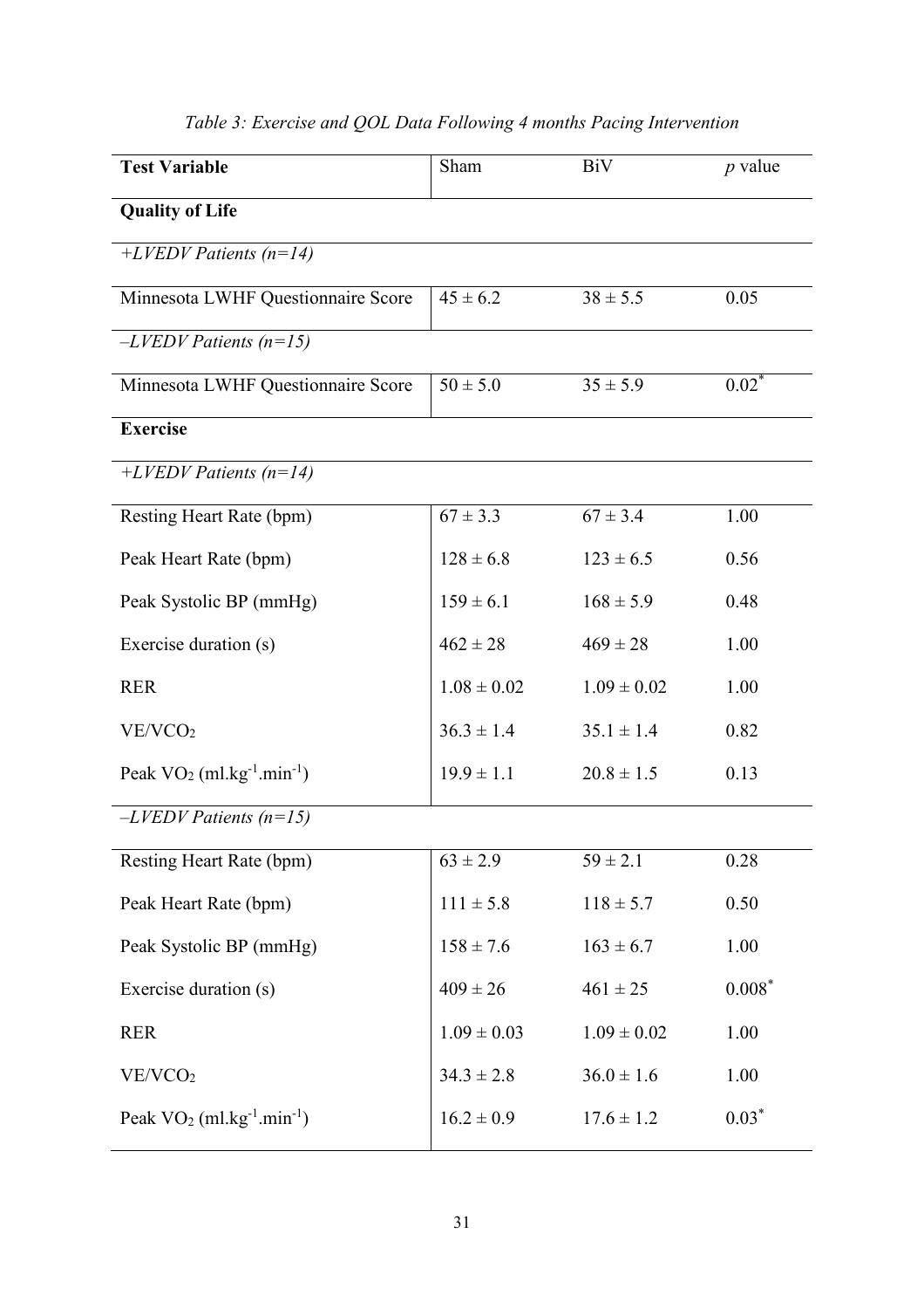*Table 3: Exercise and QOL Data Following 4 months Pacing Intervention*

| **Test Variable** | Sham | BiV | *p* value |
|---|---|---|---|
| **Quality of Life** | | | |
| *+LVEDV Patients (n=14)* | | | |
| Minnesota LWHF Questionnaire Score | 45 ± 6.2 | 38 ± 5.5 | 0.05 |
| *–LVEDV Patients (n=15)* | | | |
| Minnesota LWHF Questionnaire Score | 50 ± 5.0 | 35 ± 5.9 | 0.02* |
| **Exercise** | | | |
| *+LVEDV Patients (n=14)* | | | |
| Resting Heart Rate (bpm) | 67 ± 3.3 | 67 ± 3.4 | 1.00 |
| Peak Heart Rate (bpm) | 128 ± 6.8 | 123 ± 6.5 | 0.56 |
| Peak Systolic BP (mmHg) | 159 ± 6.1 | 168 ± 5.9 | 0.48 |
| Exercise duration (s) | 462 ± 28 | 469 ± 28 | 1.00 |
| RER | 1.08 ± 0.02 | 1.09 ± 0.02 | 1.00 |
| $VE/VCO_2$ | 36.3 ± 1.4 | 35.1 ± 1.4 | 0.82 |
| Peak $VO_2$ ($ml.kg^{-1}.min^{-1}$) | 19.9 ± 1.1 | 20.8 ± 1.5 | 0.13 |
| *–LVEDV Patients (n=15)* | | | |
| Resting Heart Rate (bpm) | 63 ± 2.9 | 59 ± 2.1 | 0.28 |
| Peak Heart Rate (bpm) | 111 ± 5.8 | 118 ± 5.7 | 0.50 |
| Peak Systolic BP (mmHg) | 158 ± 7.6 | 163 ± 6.7 | 1.00 |
| Exercise duration (s) | 409 ± 26 | 461 ± 25 | 0.008* |
| RER | 1.09 ± 0.03 | 1.09 ± 0.02 | 1.00 |
| $VE/VCO_2$ | 34.3 ± 2.8 | 36.0 ± 1.6 | 1.00 |
| Peak $VO_2$ ($ml.kg^{-1}.min^{-1}$) | 16.2 ± 0.9 | 17.6 ± 1.2 | 0.03* |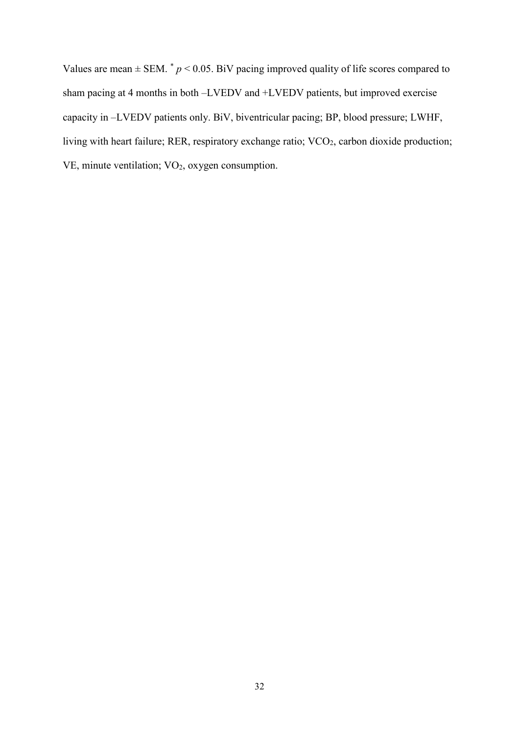Values are mean ± SEM. $^{*}p < 0.05$. BiV pacing improved quality of life scores compared to sham pacing at 4 months in both –LVEDV and +LVEDV patients, but improved exercise capacity in –LVEDV patients only. BiV, biventricular pacing; BP, blood pressure; LWHF, living with heart failure; RER, respiratory exchange ratio; $VCO_2$, carbon dioxide production; VE, minute ventilation; $VO_2$, oxygen consumption.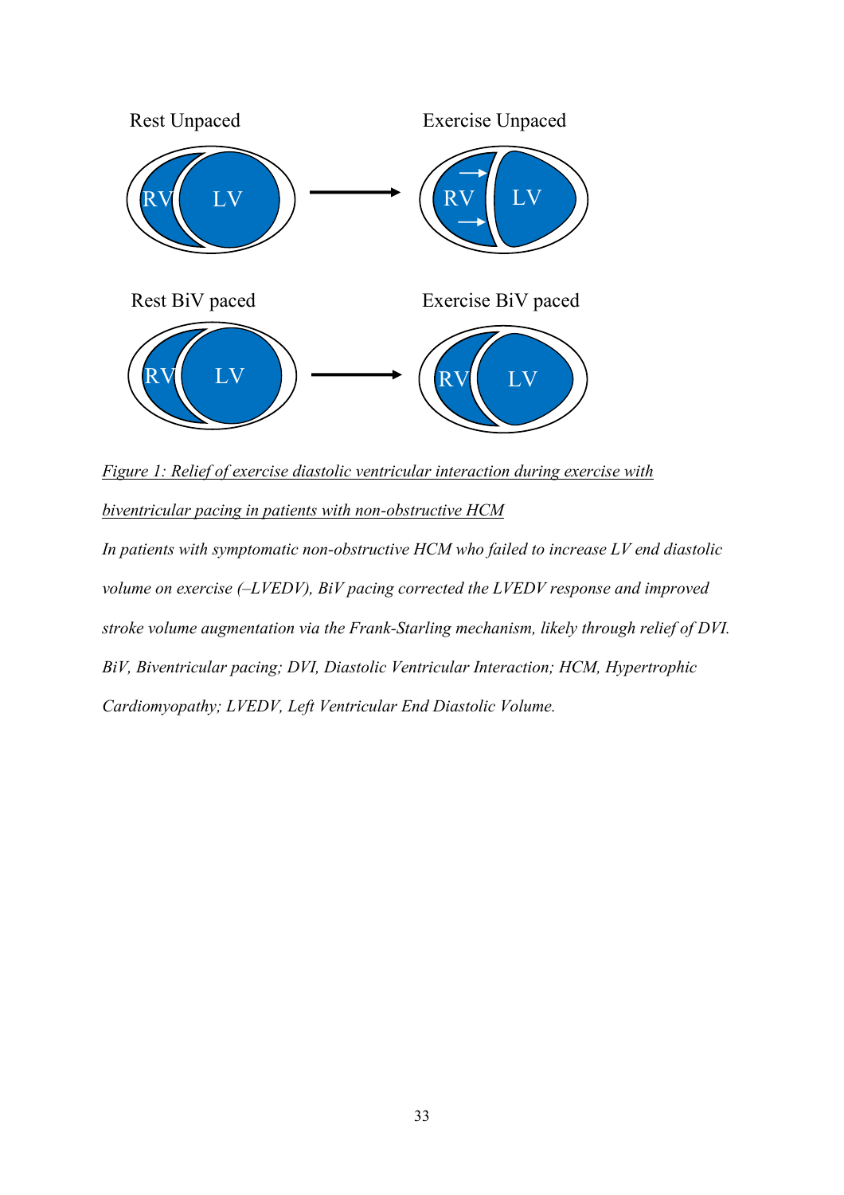Rest Unpaced

Exercise Unpaced

Rest BiV paced

Exercise BiV paced

*Figure 1: Relief of exercise diastolic ventricular interaction during exercise with biventricular pacing in patients with non-obstructive HCM*

*In patients with symptomatic non-obstructive HCM who failed to increase LV end diastolic volume on exercise (–LVEDV), BiV pacing corrected the LVEDV response and improved stroke volume augmentation via the Frank-Starling mechanism, likely through relief of DVI. BiV, Biventricular pacing; DVI, Diastolic Ventricular Interaction; HCM, Hypertrophic Cardiomyopathy; LVEDV, Left Ventricular End Diastolic Volume.*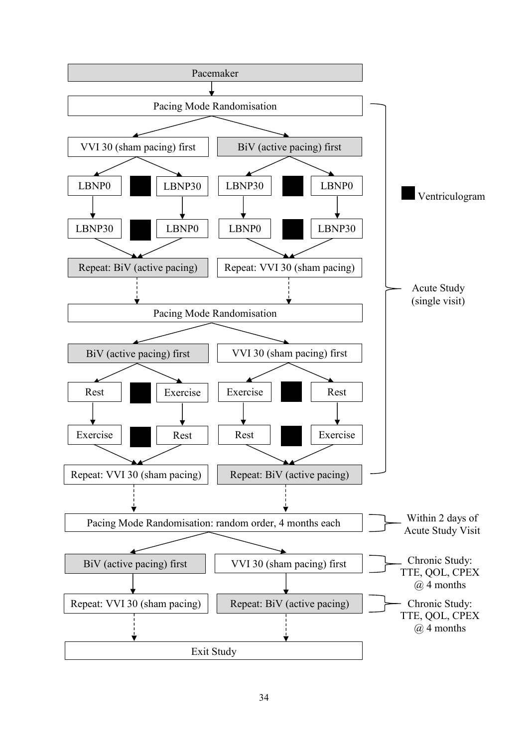Pacemaker

↓

Pacing Mode Randomisation

- VVI 30 (sham pacing) first
  - LBNP0 → LBNP30
  - LBNP30 → LBNP0
  - Repeat: BiV (active pacing)
- BiV (active pacing) first
  - LBNP30 → LBNP0
  - LBNP0 → LBNP30
  - Repeat: VVI 30 (sham pacing)

Pacing Mode Randomisation

- BiV (active pacing) first
  - Rest → Exercise
  - Exercise → Rest
  - Repeat: VVI 30 (sham pacing)
- VVI 30 (sham pacing) first
  - Exercise → Rest
  - Rest → Exercise
  - Repeat: BiV (active pacing)

■ Ventriculogram

Acute Study (single visit)

Pacing Mode Randomisation: random order, 4 months each — Within 2 days of Acute Study Visit

- BiV (active pacing) first → Repeat: VVI 30 (sham pacing)
- VVI 30 (sham pacing) first → Repeat: BiV (active pacing)

Chronic Study: TTE, QOL, CPEX @ 4 months

Chronic Study: TTE, QOL, CPEX @ 4 months

Exit Study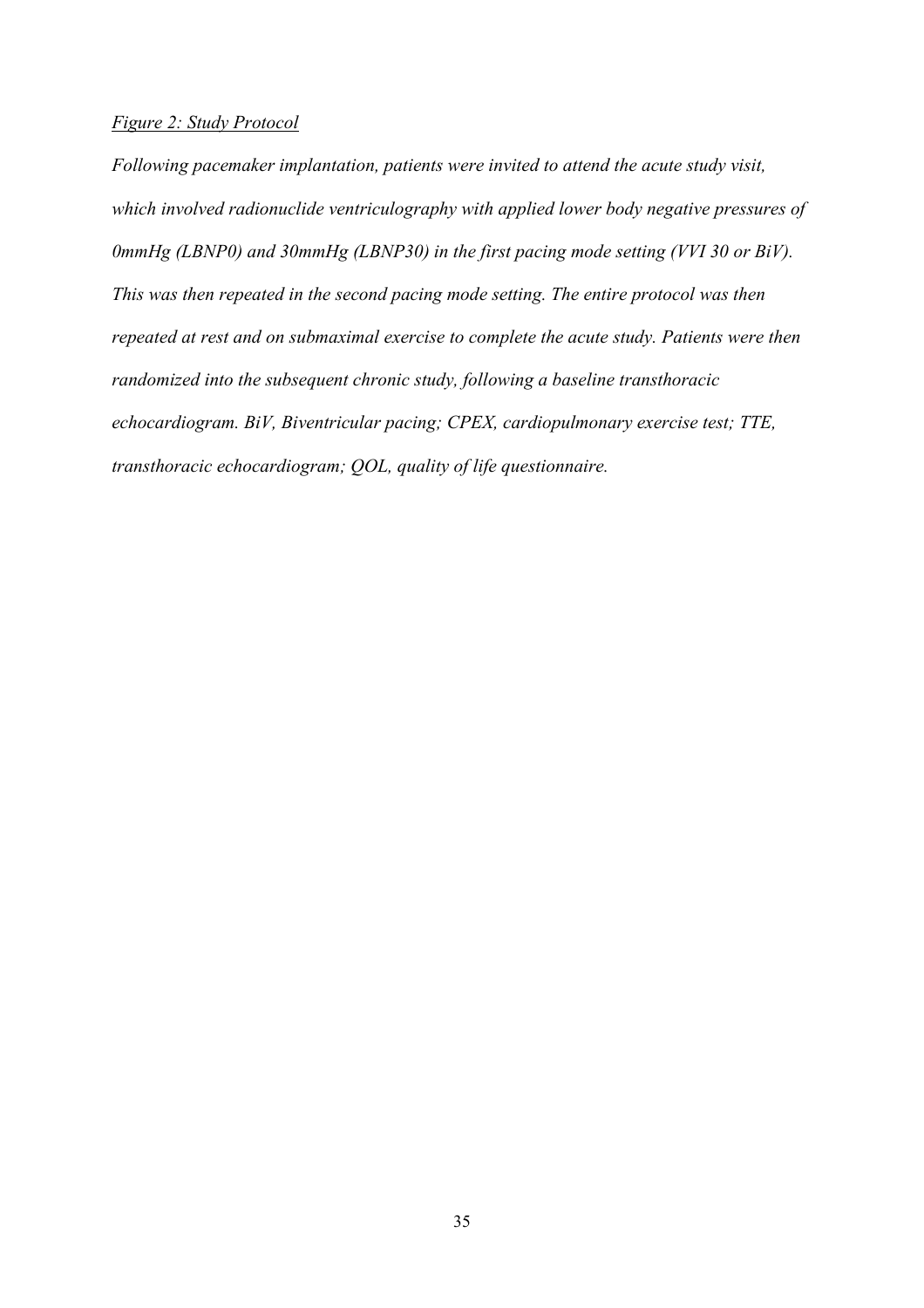*<u>Figure 2: Study Protocol</u>*

*Following pacemaker implantation, patients were invited to attend the acute study visit, which involved radionuclide ventriculography with applied lower body negative pressures of 0mmHg (LBNP0) and 30mmHg (LBNP30) in the first pacing mode setting (VVI 30 or BiV). This was then repeated in the second pacing mode setting. The entire protocol was then repeated at rest and on submaximal exercise to complete the acute study. Patients were then randomized into the subsequent chronic study, following a baseline transthoracic echocardiogram. BiV, Biventricular pacing; CPEX, cardiopulmonary exercise test; TTE, transthoracic echocardiogram; QOL, quality of life questionnaire.*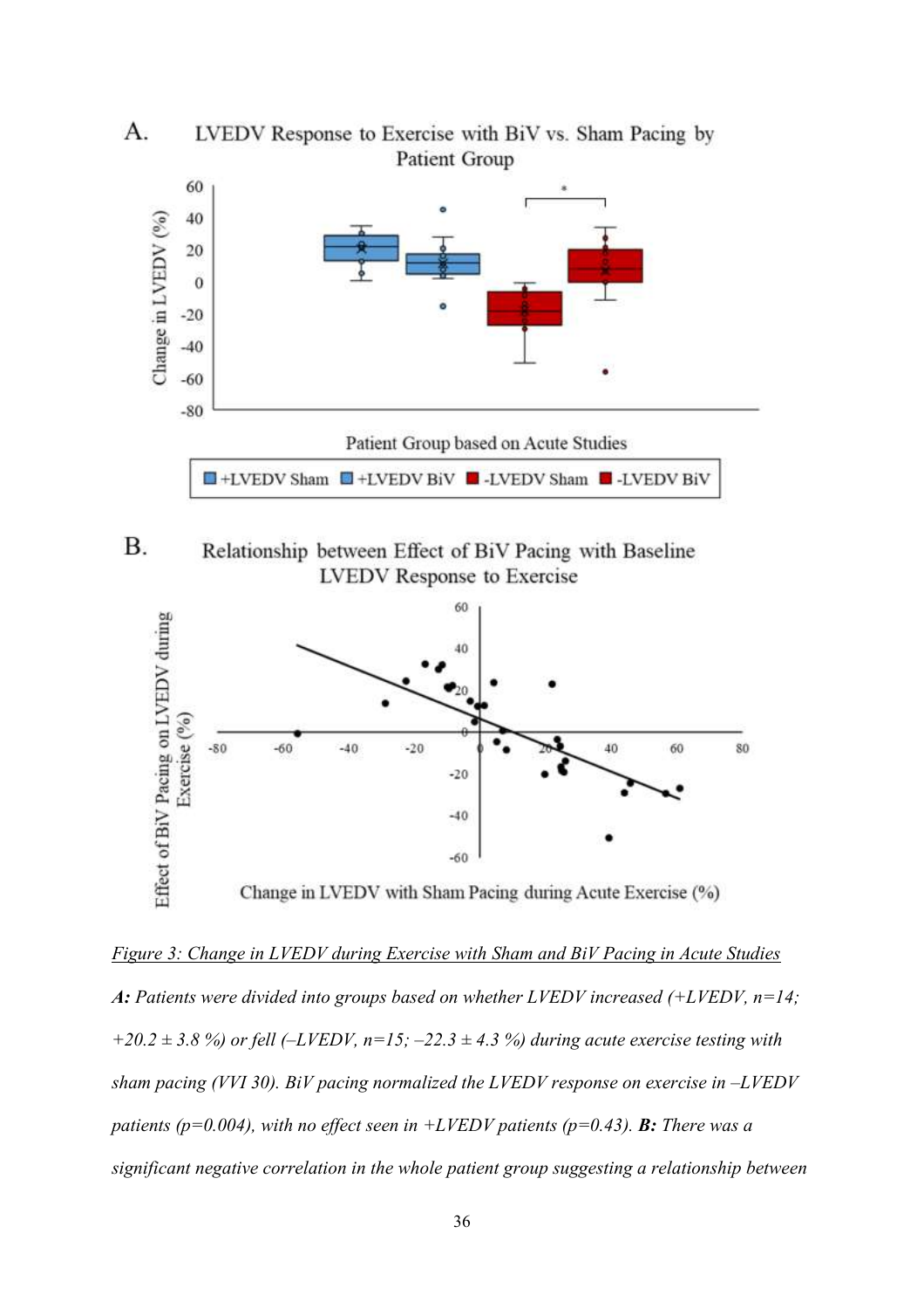A. LVEDV Response to Exercise with BiV vs. Sham Pacing by Patient Group

B. Relationship between Effect of BiV Pacing with Baseline LVEDV Response to Exercise

<u>*Figure 3: Change in LVEDV during Exercise with Sham and BiV Pacing in Acute Studies*</u>

***A:*** *Patients were divided into groups based on whether LVEDV increased (+LVEDV, n=14; +20.2 ± 3.8 %) or fell (–LVEDV, n=15; –22.3 ± 4.3 %) during acute exercise testing with sham pacing (VVI 30). BiV pacing normalized the LVEDV response on exercise in –LVEDV patients (p=0.004), with no effect seen in +LVEDV patients (p=0.43).* ***B:*** *There was a significant negative correlation in the whole patient group suggesting a relationship between*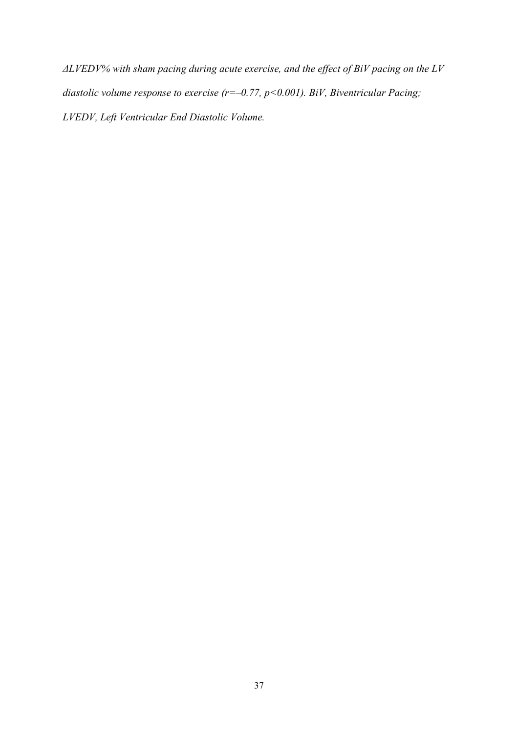*ΔLVEDV% with sham pacing during acute exercise, and the effect of BiV pacing on the LV diastolic volume response to exercise ($r=-0.77$, $p<0.001$). BiV, Biventricular Pacing; LVEDV, Left Ventricular End Diastolic Volume.*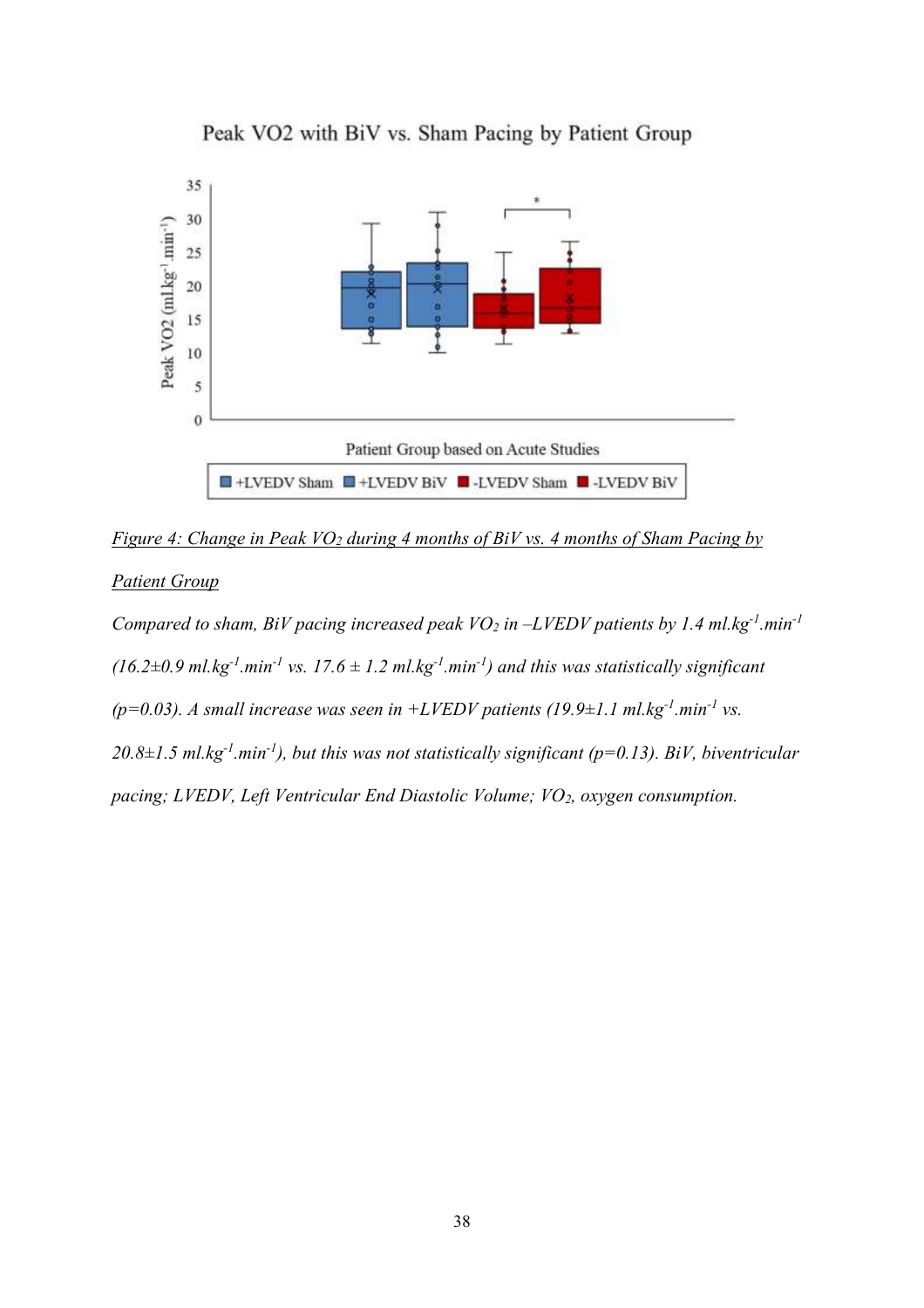Peak VO2 with BiV vs. Sham Pacing by Patient Group

35
30
25
20
15
10
5
0

Peak VO2 ($ml.kg^{-1}.min^{-1}$)

*

Patient Group based on Acute Studies

+LVEDV Sham +LVEDV BiV -LVEDV Sham -LVEDV BiV

*Figure 4: Change in Peak $VO_2$ during 4 months of BiV vs. 4 months of Sham Pacing by Patient Group*

*Compared to sham, BiV pacing increased peak $VO_2$ in –LVEDV patients by 1.4 $ml.kg^{-1}.min^{-1}$ (16.2±0.9 $ml.kg^{-1}.min^{-1}$ vs. 17.6 ± 1.2 $ml.kg^{-1}.min^{-1}$) and this was statistically significant ($p=0.03$). A small increase was seen in +LVEDV patients (19.9±1.1 $ml.kg^{-1}.min^{-1}$ vs. 20.8±1.5 $ml.kg^{-1}.min^{-1}$), but this was not statistically significant ($p=0.13$). BiV, biventricular pacing; LVEDV, Left Ventricular End Diastolic Volume; $VO_2$, oxygen consumption.*